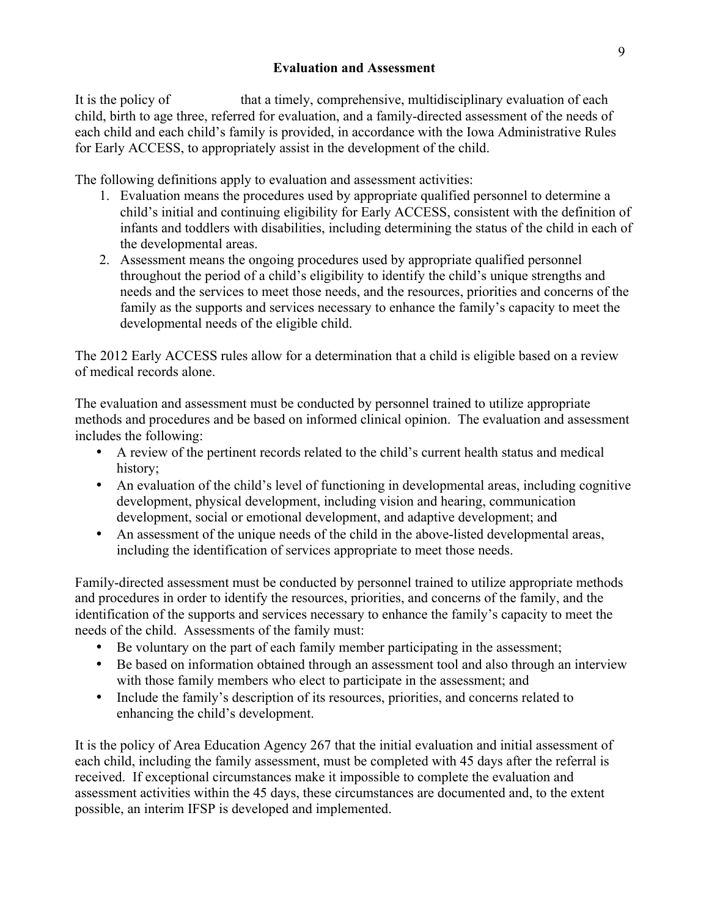## Evaluation and Assessment

It is the policy of                    that a timely, comprehensive, multidisciplinary evaluation of each child, birth to age three, referred for evaluation, and a family-directed assessment of the needs of each child and each child's family is provided, in accordance with the Iowa Administrative Rules for Early ACCESS, to appropriately assist in the development of the child.

The following definitions apply to evaluation and assessment activities:

1. Evaluation means the procedures used by appropriate qualified personnel to determine a child's initial and continuing eligibility for Early ACCESS, consistent with the definition of infants and toddlers with disabilities, including determining the status of the child in each of the developmental areas.
2. Assessment means the ongoing procedures used by appropriate qualified personnel throughout the period of a child's eligibility to identify the child's unique strengths and needs and the services to meet those needs, and the resources, priorities and concerns of the family as the supports and services necessary to enhance the family's capacity to meet the developmental needs of the eligible child.

The 2012 Early ACCESS rules allow for a determination that a child is eligible based on a review of medical records alone.

The evaluation and assessment must be conducted by personnel trained to utilize appropriate methods and procedures and be based on informed clinical opinion. The evaluation and assessment includes the following:

- A review of the pertinent records related to the child's current health status and medical history;
- An evaluation of the child's level of functioning in developmental areas, including cognitive development, physical development, including vision and hearing, communication development, social or emotional development, and adaptive development; and
- An assessment of the unique needs of the child in the above-listed developmental areas, including the identification of services appropriate to meet those needs.

Family-directed assessment must be conducted by personnel trained to utilize appropriate methods and procedures in order to identify the resources, priorities, and concerns of the family, and the identification of the supports and services necessary to enhance the family's capacity to meet the needs of the child. Assessments of the family must:

- Be voluntary on the part of each family member participating in the assessment;
- Be based on information obtained through an assessment tool and also through an interview with those family members who elect to participate in the assessment; and
- Include the family's description of its resources, priorities, and concerns related to enhancing the child's development.

It is the policy of Area Education Agency 267 that the initial evaluation and initial assessment of each child, including the family assessment, must be completed with 45 days after the referral is received. If exceptional circumstances make it impossible to complete the evaluation and assessment activities within the 45 days, these circumstances are documented and, to the extent possible, an interim IFSP is developed and implemented.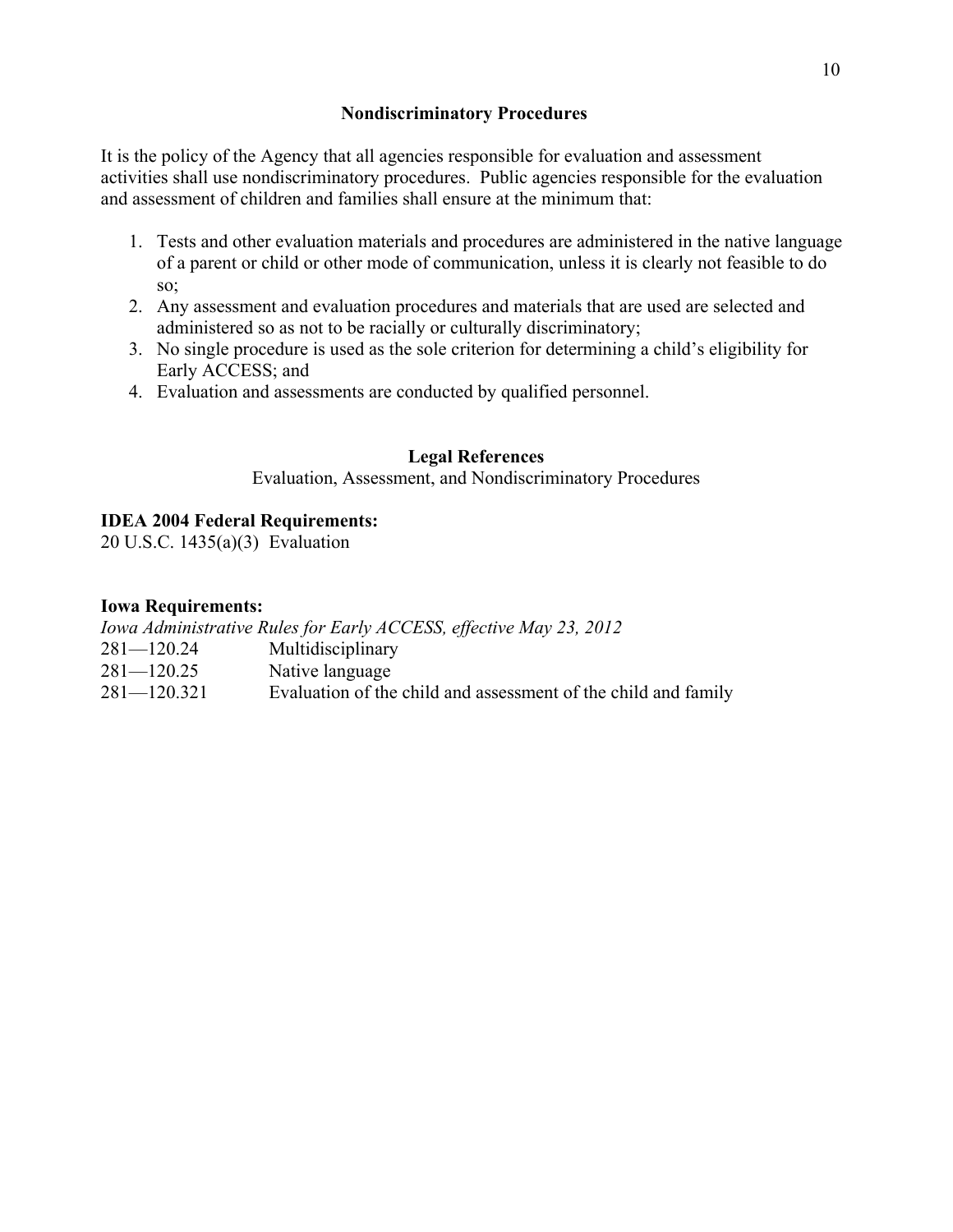## Nondiscriminatory Procedures

It is the policy of the Agency that all agencies responsible for evaluation and assessment activities shall use nondiscriminatory procedures. Public agencies responsible for the evaluation and assessment of children and families shall ensure at the minimum that:

1. Tests and other evaluation materials and procedures are administered in the native language of a parent or child or other mode of communication, unless it is clearly not feasible to do so;
2. Any assessment and evaluation procedures and materials that are used are selected and administered so as not to be racially or culturally discriminatory;
3. No single procedure is used as the sole criterion for determining a child's eligibility for Early ACCESS; and
4. Evaluation and assessments are conducted by qualified personnel.

## Legal References

Evaluation, Assessment, and Nondiscriminatory Procedures

**IDEA 2004 Federal Requirements:**
20 U.S.C. 1435(a)(3) Evaluation

**Iowa Requirements:**
*Iowa Administrative Rules for Early ACCESS, effective May 23, 2012*

281—120.24 Multidisciplinary
281—120.25 Native language
281—120.321 Evaluation of the child and assessment of the child and family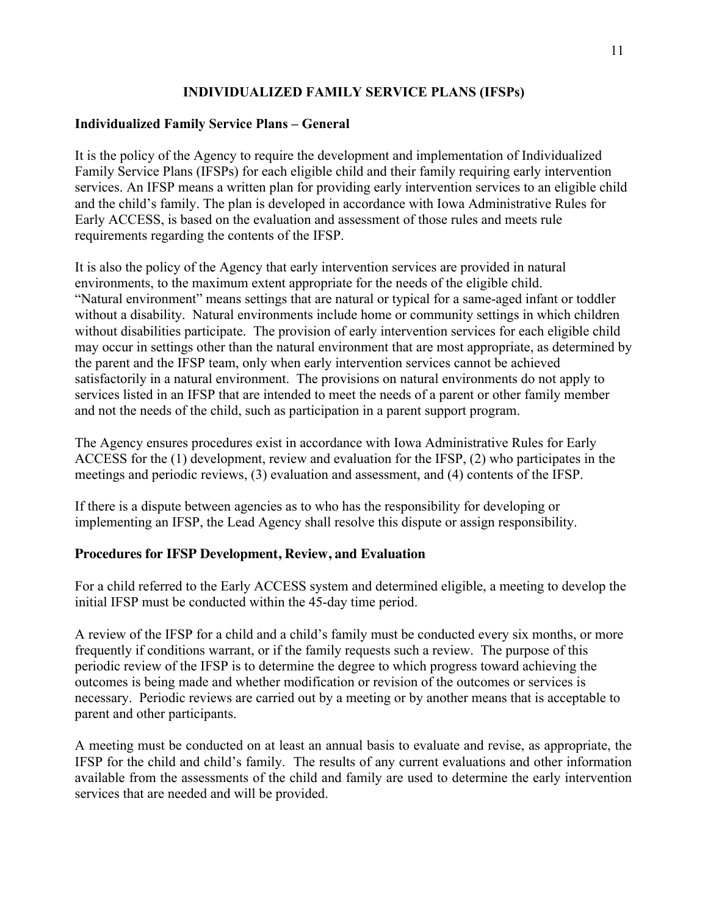# INDIVIDUALIZED FAMILY SERVICE PLANS (IFSPs)

## Individualized Family Service Plans – General

It is the policy of the Agency to require the development and implementation of Individualized Family Service Plans (IFSPs) for each eligible child and their family requiring early intervention services. An IFSP means a written plan for providing early intervention services to an eligible child and the child's family. The plan is developed in accordance with Iowa Administrative Rules for Early ACCESS, is based on the evaluation and assessment of those rules and meets rule requirements regarding the contents of the IFSP.

It is also the policy of the Agency that early intervention services are provided in natural environments, to the maximum extent appropriate for the needs of the eligible child. "Natural environment" means settings that are natural or typical for a same-aged infant or toddler without a disability. Natural environments include home or community settings in which children without disabilities participate. The provision of early intervention services for each eligible child may occur in settings other than the natural environment that are most appropriate, as determined by the parent and the IFSP team, only when early intervention services cannot be achieved satisfactorily in a natural environment. The provisions on natural environments do not apply to services listed in an IFSP that are intended to meet the needs of a parent or other family member and not the needs of the child, such as participation in a parent support program.

The Agency ensures procedures exist in accordance with Iowa Administrative Rules for Early ACCESS for the (1) development, review and evaluation for the IFSP, (2) who participates in the meetings and periodic reviews, (3) evaluation and assessment, and (4) contents of the IFSP.

If there is a dispute between agencies as to who has the responsibility for developing or implementing an IFSP, the Lead Agency shall resolve this dispute or assign responsibility.

## Procedures for IFSP Development, Review, and Evaluation

For a child referred to the Early ACCESS system and determined eligible, a meeting to develop the initial IFSP must be conducted within the 45-day time period.

A review of the IFSP for a child and a child's family must be conducted every six months, or more frequently if conditions warrant, or if the family requests such a review. The purpose of this periodic review of the IFSP is to determine the degree to which progress toward achieving the outcomes is being made and whether modification or revision of the outcomes or services is necessary. Periodic reviews are carried out by a meeting or by another means that is acceptable to parent and other participants.

A meeting must be conducted on at least an annual basis to evaluate and revise, as appropriate, the IFSP for the child and child's family. The results of any current evaluations and other information available from the assessments of the child and family are used to determine the early intervention services that are needed and will be provided.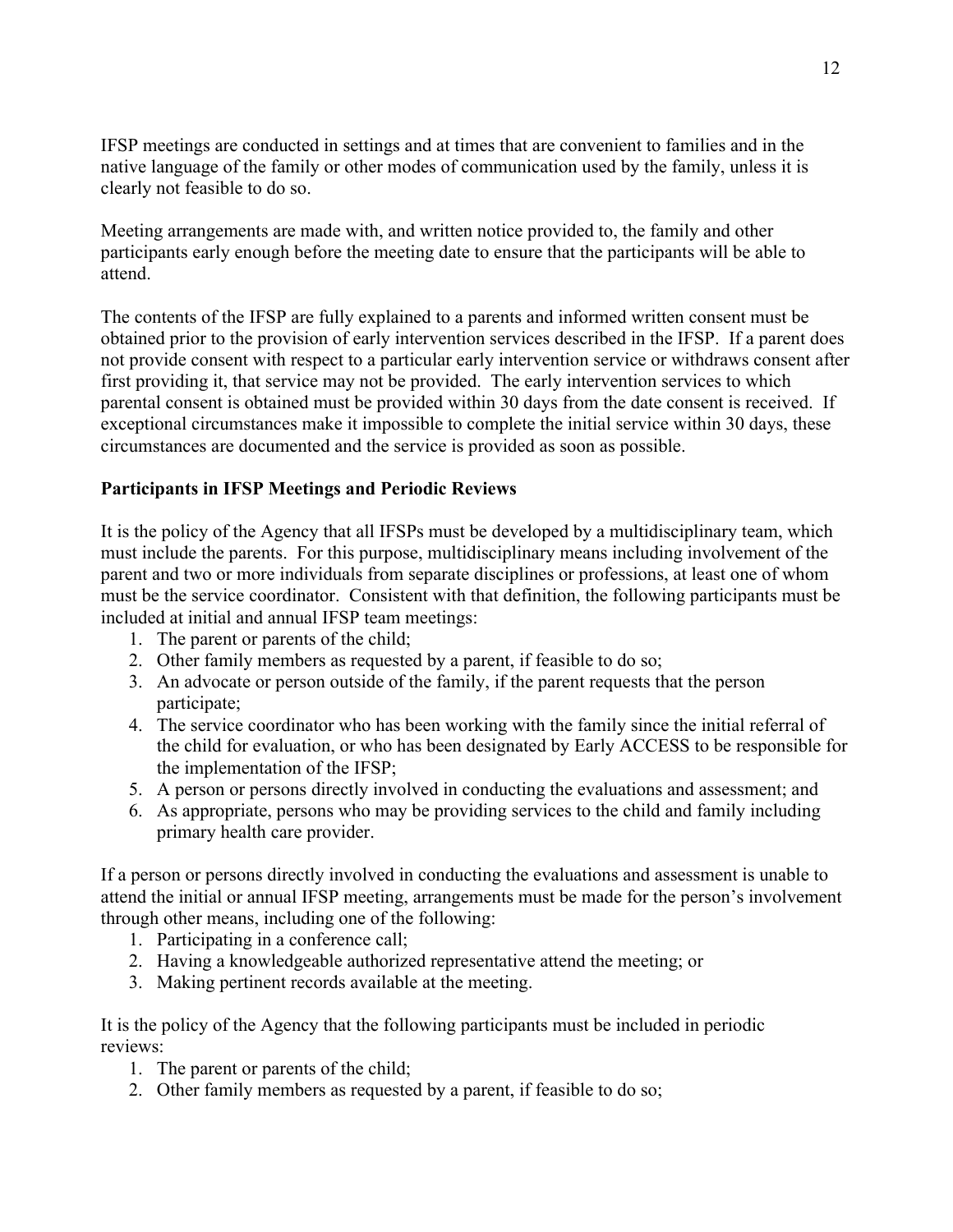IFSP meetings are conducted in settings and at times that are convenient to families and in the native language of the family or other modes of communication used by the family, unless it is clearly not feasible to do so.

Meeting arrangements are made with, and written notice provided to, the family and other participants early enough before the meeting date to ensure that the participants will be able to attend.

The contents of the IFSP are fully explained to a parents and informed written consent must be obtained prior to the provision of early intervention services described in the IFSP. If a parent does not provide consent with respect to a particular early intervention service or withdraws consent after first providing it, that service may not be provided. The early intervention services to which parental consent is obtained must be provided within 30 days from the date consent is received. If exceptional circumstances make it impossible to complete the initial service within 30 days, these circumstances are documented and the service is provided as soon as possible.

**Participants in IFSP Meetings and Periodic Reviews**

It is the policy of the Agency that all IFSPs must be developed by a multidisciplinary team, which must include the parents. For this purpose, multidisciplinary means including involvement of the parent and two or more individuals from separate disciplines or professions, at least one of whom must be the service coordinator. Consistent with that definition, the following participants must be included at initial and annual IFSP team meetings:

1. The parent or parents of the child;
2. Other family members as requested by a parent, if feasible to do so;
3. An advocate or person outside of the family, if the parent requests that the person participate;
4. The service coordinator who has been working with the family since the initial referral of the child for evaluation, or who has been designated by Early ACCESS to be responsible for the implementation of the IFSP;
5. A person or persons directly involved in conducting the evaluations and assessment; and
6. As appropriate, persons who may be providing services to the child and family including primary health care provider.

If a person or persons directly involved in conducting the evaluations and assessment is unable to attend the initial or annual IFSP meeting, arrangements must be made for the person's involvement through other means, including one of the following:

1. Participating in a conference call;
2. Having a knowledgeable authorized representative attend the meeting; or
3. Making pertinent records available at the meeting.

It is the policy of the Agency that the following participants must be included in periodic reviews:

1. The parent or parents of the child;
2. Other family members as requested by a parent, if feasible to do so;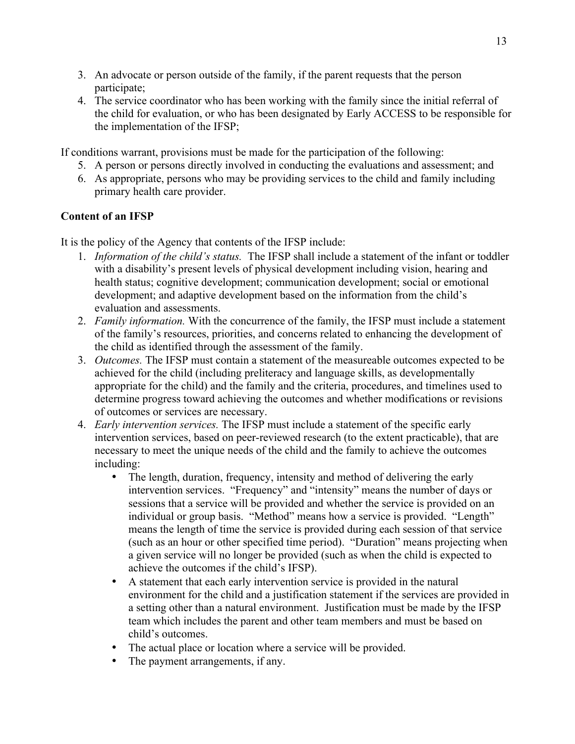3. An advocate or person outside of the family, if the parent requests that the person participate;
4. The service coordinator who has been working with the family since the initial referral of the child for evaluation, or who has been designated by Early ACCESS to be responsible for the implementation of the IFSP;

If conditions warrant, provisions must be made for the participation of the following:

5. A person or persons directly involved in conducting the evaluations and assessment; and
6. As appropriate, persons who may be providing services to the child and family including primary health care provider.

**Content of an IFSP**

It is the policy of the Agency that contents of the IFSP include:

1. *Information of the child's status.* The IFSP shall include a statement of the infant or toddler with a disability's present levels of physical development including vision, hearing and health status; cognitive development; communication development; social or emotional development; and adaptive development based on the information from the child's evaluation and assessments.
2. *Family information.* With the concurrence of the family, the IFSP must include a statement of the family's resources, priorities, and concerns related to enhancing the development of the child as identified through the assessment of the family.
3. *Outcomes.* The IFSP must contain a statement of the measureable outcomes expected to be achieved for the child (including preliteracy and language skills, as developmentally appropriate for the child) and the family and the criteria, procedures, and timelines used to determine progress toward achieving the outcomes and whether modifications or revisions of outcomes or services are necessary.
4. *Early intervention services.* The IFSP must include a statement of the specific early intervention services, based on peer-reviewed research (to the extent practicable), that are necessary to meet the unique needs of the child and the family to achieve the outcomes including:
   - The length, duration, frequency, intensity and method of delivering the early intervention services. "Frequency" and "intensity" means the number of days or sessions that a service will be provided and whether the service is provided on an individual or group basis. "Method" means how a service is provided. "Length" means the length of time the service is provided during each session of that service (such as an hour or other specified time period). "Duration" means projecting when a given service will no longer be provided (such as when the child is expected to achieve the outcomes if the child's IFSP).
   - A statement that each early intervention service is provided in the natural environment for the child and a justification statement if the services are provided in a setting other than a natural environment. Justification must be made by the IFSP team which includes the parent and other team members and must be based on child's outcomes.
   - The actual place or location where a service will be provided.
   - The payment arrangements, if any.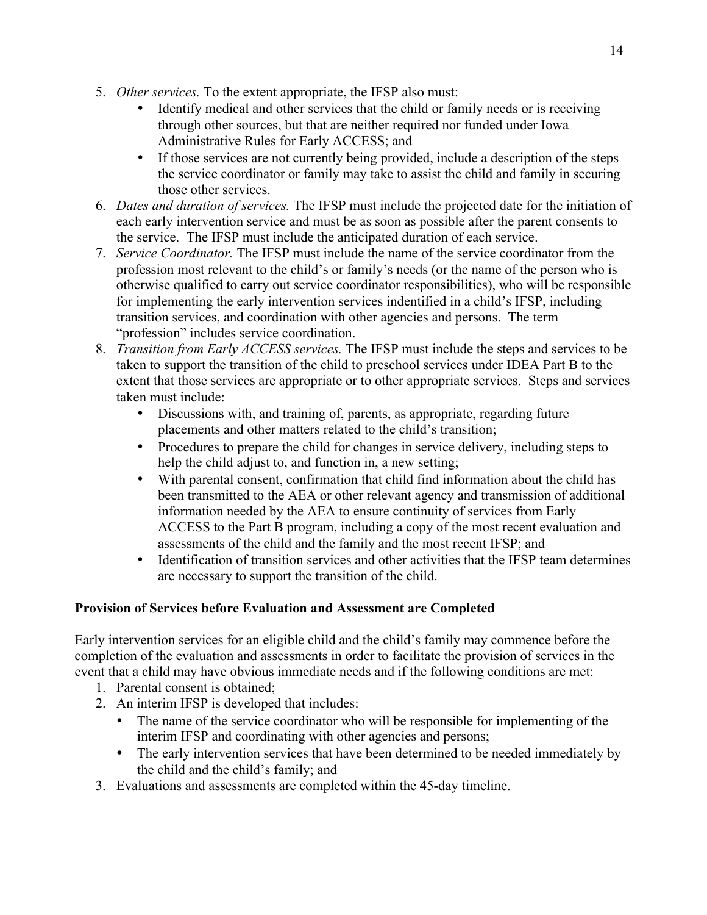5. *Other services.* To the extent appropriate, the IFSP also must:
    - Identify medical and other services that the child or family needs or is receiving through other sources, but that are neither required nor funded under Iowa Administrative Rules for Early ACCESS; and
    - If those services are not currently being provided, include a description of the steps the service coordinator or family may take to assist the child and family in securing those other services.
6. *Dates and duration of services.* The IFSP must include the projected date for the initiation of each early intervention service and must be as soon as possible after the parent consents to the service. The IFSP must include the anticipated duration of each service.
7. *Service Coordinator.* The IFSP must include the name of the service coordinator from the profession most relevant to the child's or family's needs (or the name of the person who is otherwise qualified to carry out service coordinator responsibilities), who will be responsible for implementing the early intervention services indentified in a child's IFSP, including transition services, and coordination with other agencies and persons. The term "profession" includes service coordination.
8. *Transition from Early ACCESS services.* The IFSP must include the steps and services to be taken to support the transition of the child to preschool services under IDEA Part B to the extent that those services are appropriate or to other appropriate services. Steps and services taken must include:
    - Discussions with, and training of, parents, as appropriate, regarding future placements and other matters related to the child's transition;
    - Procedures to prepare the child for changes in service delivery, including steps to help the child adjust to, and function in, a new setting;
    - With parental consent, confirmation that child find information about the child has been transmitted to the AEA or other relevant agency and transmission of additional information needed by the AEA to ensure continuity of services from Early ACCESS to the Part B program, including a copy of the most recent evaluation and assessments of the child and the family and the most recent IFSP; and
    - Identification of transition services and other activities that the IFSP team determines are necessary to support the transition of the child.

**Provision of Services before Evaluation and Assessment are Completed**

Early intervention services for an eligible child and the child's family may commence before the completion of the evaluation and assessments in order to facilitate the provision of services in the event that a child may have obvious immediate needs and if the following conditions are met:

1. Parental consent is obtained;
2. An interim IFSP is developed that includes:
    - The name of the service coordinator who will be responsible for implementing of the interim IFSP and coordinating with other agencies and persons;
    - The early intervention services that have been determined to be needed immediately by the child and the child's family; and
3. Evaluations and assessments are completed within the 45-day timeline.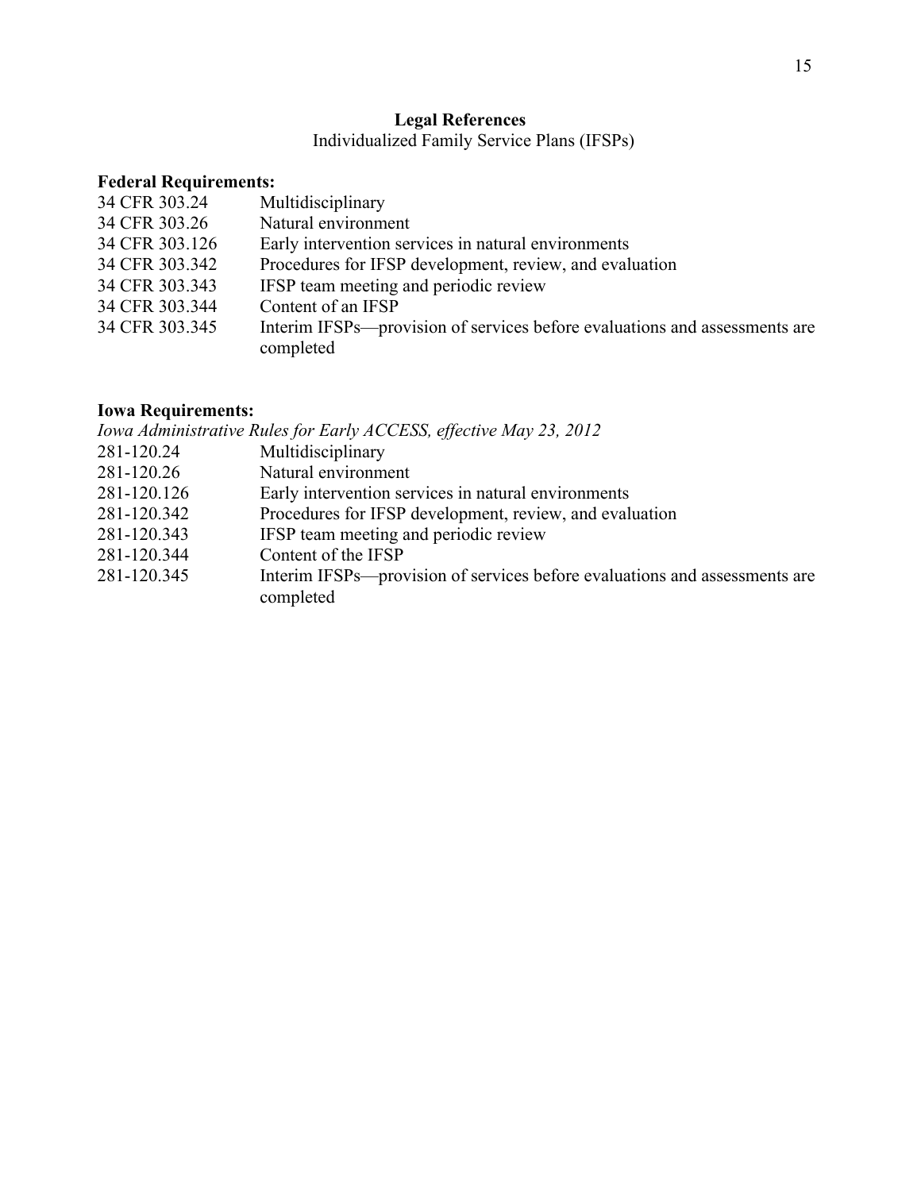## Legal References

Individualized Family Service Plans (IFSPs)

**Federal Requirements:**

| | |
|---|---|
| 34 CFR 303.24 | Multidisciplinary |
| 34 CFR 303.26 | Natural environment |
| 34 CFR 303.126 | Early intervention services in natural environments |
| 34 CFR 303.342 | Procedures for IFSP development, review, and evaluation |
| 34 CFR 303.343 | IFSP team meeting and periodic review |
| 34 CFR 303.344 | Content of an IFSP |
| 34 CFR 303.345 | Interim IFSPs—provision of services before evaluations and assessments are completed |

**Iowa Requirements:**

*Iowa Administrative Rules for Early ACCESS, effective May 23, 2012*

| | |
|---|---|
| 281-120.24 | Multidisciplinary |
| 281-120.26 | Natural environment |
| 281-120.126 | Early intervention services in natural environments |
| 281-120.342 | Procedures for IFSP development, review, and evaluation |
| 281-120.343 | IFSP team meeting and periodic review |
| 281-120.344 | Content of the IFSP |
| 281-120.345 | Interim IFSPs—provision of services before evaluations and assessments are completed |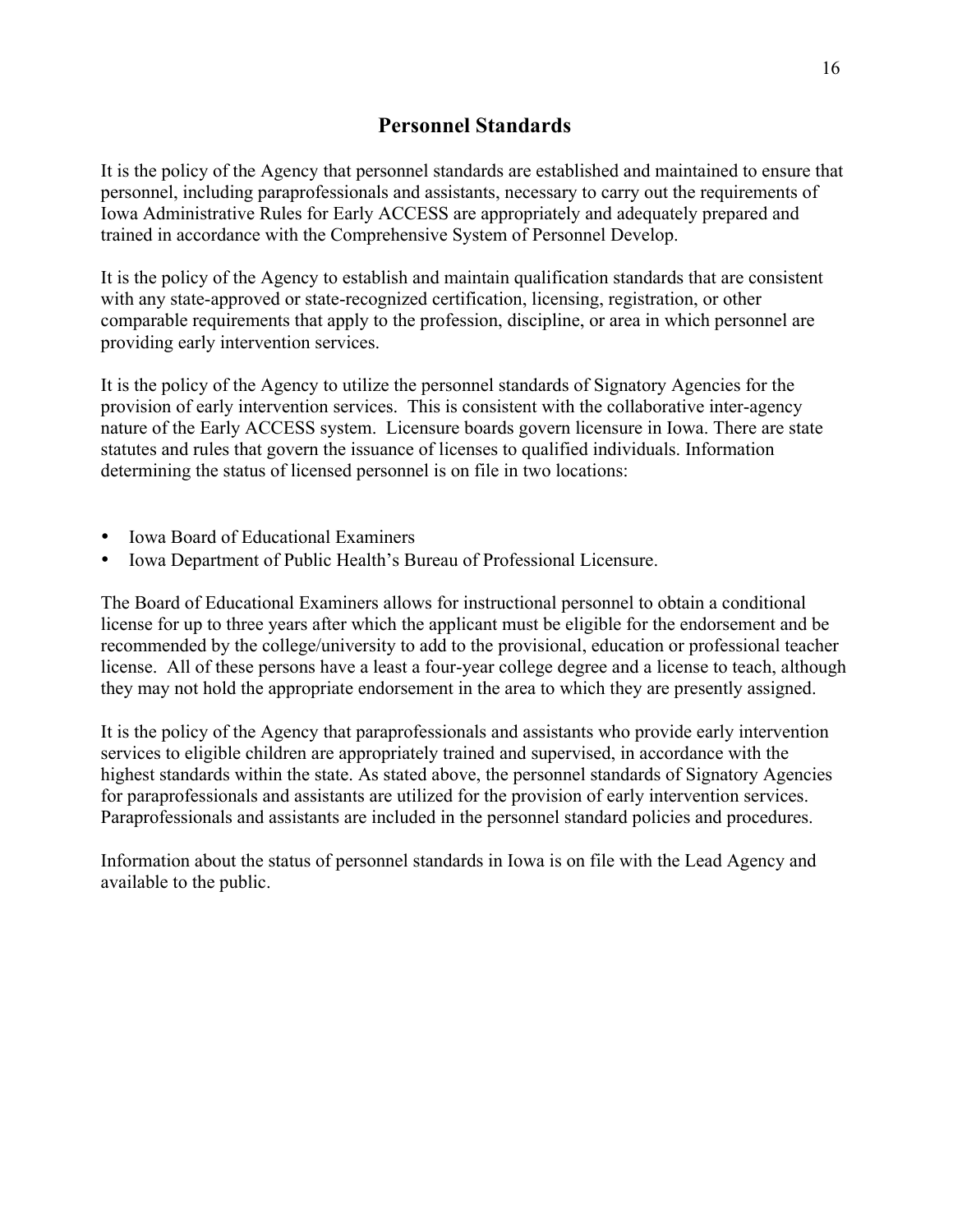## Personnel Standards

It is the policy of the Agency that personnel standards are established and maintained to ensure that personnel, including paraprofessionals and assistants, necessary to carry out the requirements of Iowa Administrative Rules for Early ACCESS are appropriately and adequately prepared and trained in accordance with the Comprehensive System of Personnel Develop.

It is the policy of the Agency to establish and maintain qualification standards that are consistent with any state-approved or state-recognized certification, licensing, registration, or other comparable requirements that apply to the profession, discipline, or area in which personnel are providing early intervention services.

It is the policy of the Agency to utilize the personnel standards of Signatory Agencies for the provision of early intervention services. This is consistent with the collaborative inter-agency nature of the Early ACCESS system. Licensure boards govern licensure in Iowa. There are state statutes and rules that govern the issuance of licenses to qualified individuals. Information determining the status of licensed personnel is on file in two locations:

- Iowa Board of Educational Examiners
- Iowa Department of Public Health's Bureau of Professional Licensure.

The Board of Educational Examiners allows for instructional personnel to obtain a conditional license for up to three years after which the applicant must be eligible for the endorsement and be recommended by the college/university to add to the provisional, education or professional teacher license. All of these persons have a least a four-year college degree and a license to teach, although they may not hold the appropriate endorsement in the area to which they are presently assigned.

It is the policy of the Agency that paraprofessionals and assistants who provide early intervention services to eligible children are appropriately trained and supervised, in accordance with the highest standards within the state. As stated above, the personnel standards of Signatory Agencies for paraprofessionals and assistants are utilized for the provision of early intervention services. Paraprofessionals and assistants are included in the personnel standard policies and procedures.

Information about the status of personnel standards in Iowa is on file with the Lead Agency and available to the public.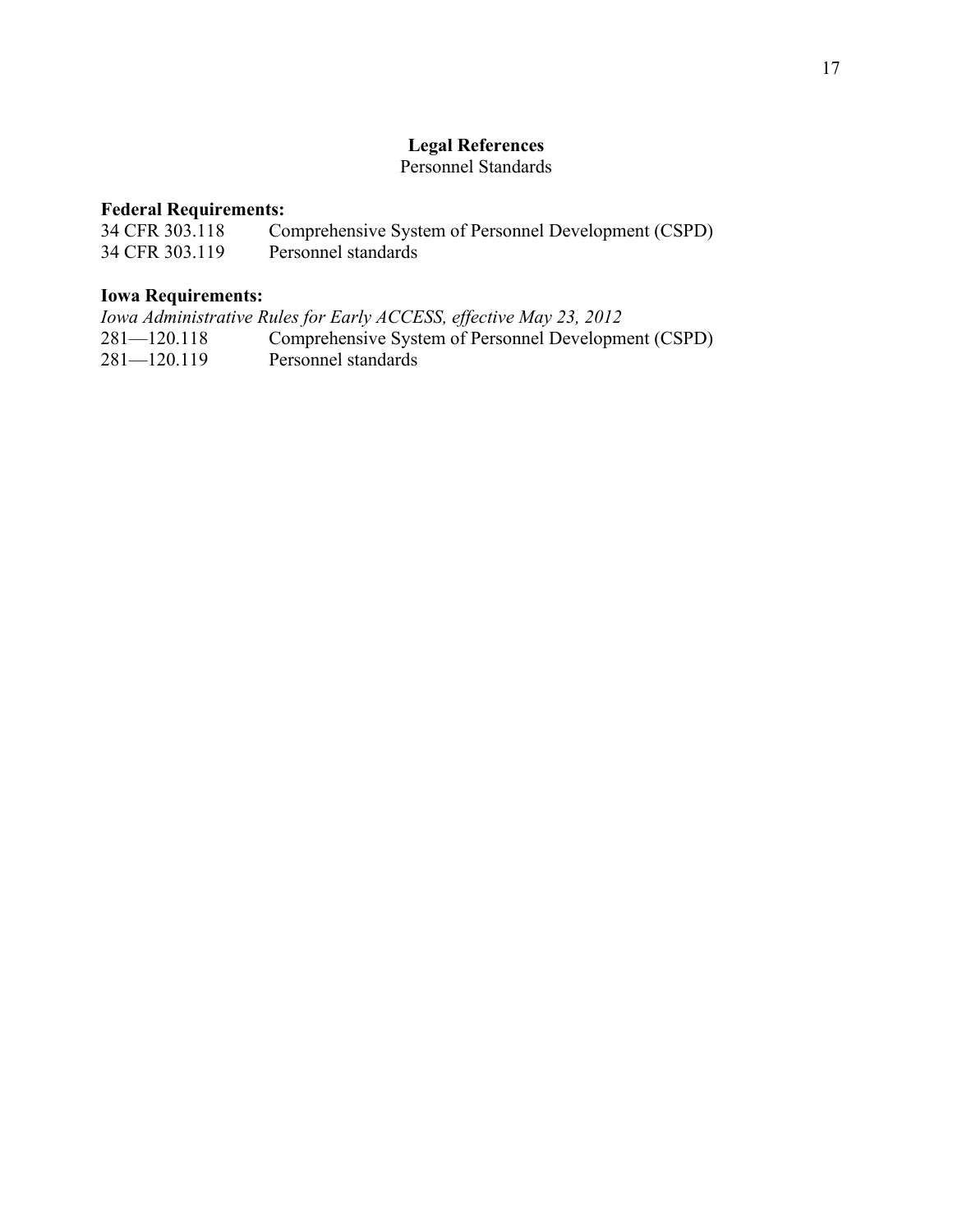## Legal References

Personnel Standards

**Federal Requirements:**

| | |
|---|---|
| 34 CFR 303.118 | Comprehensive System of Personnel Development (CSPD) |
| 34 CFR 303.119 | Personnel standards |

**Iowa Requirements:**

*Iowa Administrative Rules for Early ACCESS, effective May 23, 2012*

| | |
|---|---|
| 281—120.118 | Comprehensive System of Personnel Development (CSPD) |
| 281—120.119 | Personnel standards |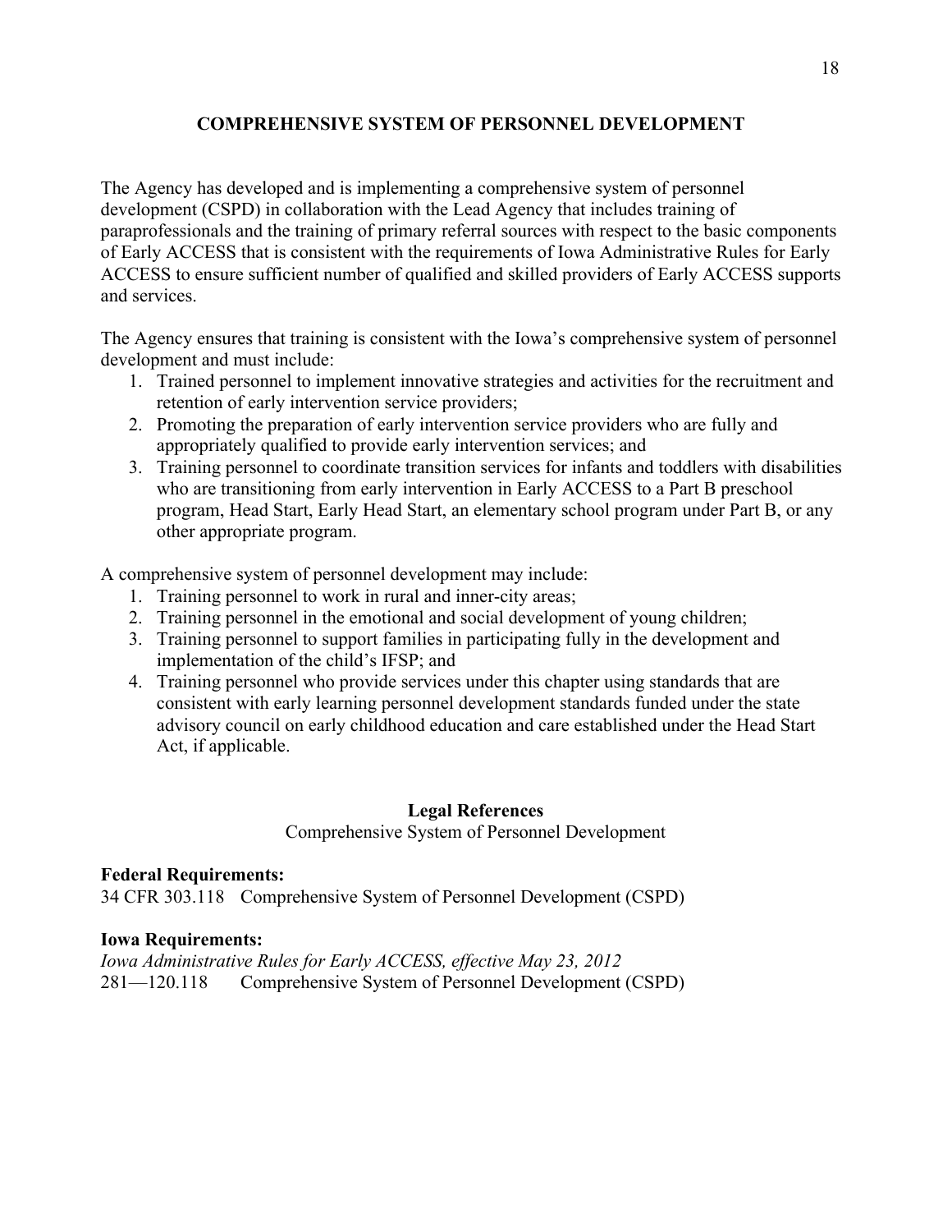## COMPREHENSIVE SYSTEM OF PERSONNEL DEVELOPMENT

The Agency has developed and is implementing a comprehensive system of personnel development (CSPD) in collaboration with the Lead Agency that includes training of paraprofessionals and the training of primary referral sources with respect to the basic components of Early ACCESS that is consistent with the requirements of Iowa Administrative Rules for Early ACCESS to ensure sufficient number of qualified and skilled providers of Early ACCESS supports and services.

The Agency ensures that training is consistent with the Iowa's comprehensive system of personnel development and must include:

1. Trained personnel to implement innovative strategies and activities for the recruitment and retention of early intervention service providers;
2. Promoting the preparation of early intervention service providers who are fully and appropriately qualified to provide early intervention services; and
3. Training personnel to coordinate transition services for infants and toddlers with disabilities who are transitioning from early intervention in Early ACCESS to a Part B preschool program, Head Start, Early Head Start, an elementary school program under Part B, or any other appropriate program.

A comprehensive system of personnel development may include:

1. Training personnel to work in rural and inner-city areas;
2. Training personnel in the emotional and social development of young children;
3. Training personnel to support families in participating fully in the development and implementation of the child's IFSP; and
4. Training personnel who provide services under this chapter using standards that are consistent with early learning personnel development standards funded under the state advisory council on early childhood education and care established under the Head Start Act, if applicable.

### Legal References

Comprehensive System of Personnel Development

**Federal Requirements:**

34 CFR 303.118 Comprehensive System of Personnel Development (CSPD)

**Iowa Requirements:**

*Iowa Administrative Rules for Early ACCESS, effective May 23, 2012*

281—120.118 Comprehensive System of Personnel Development (CSPD)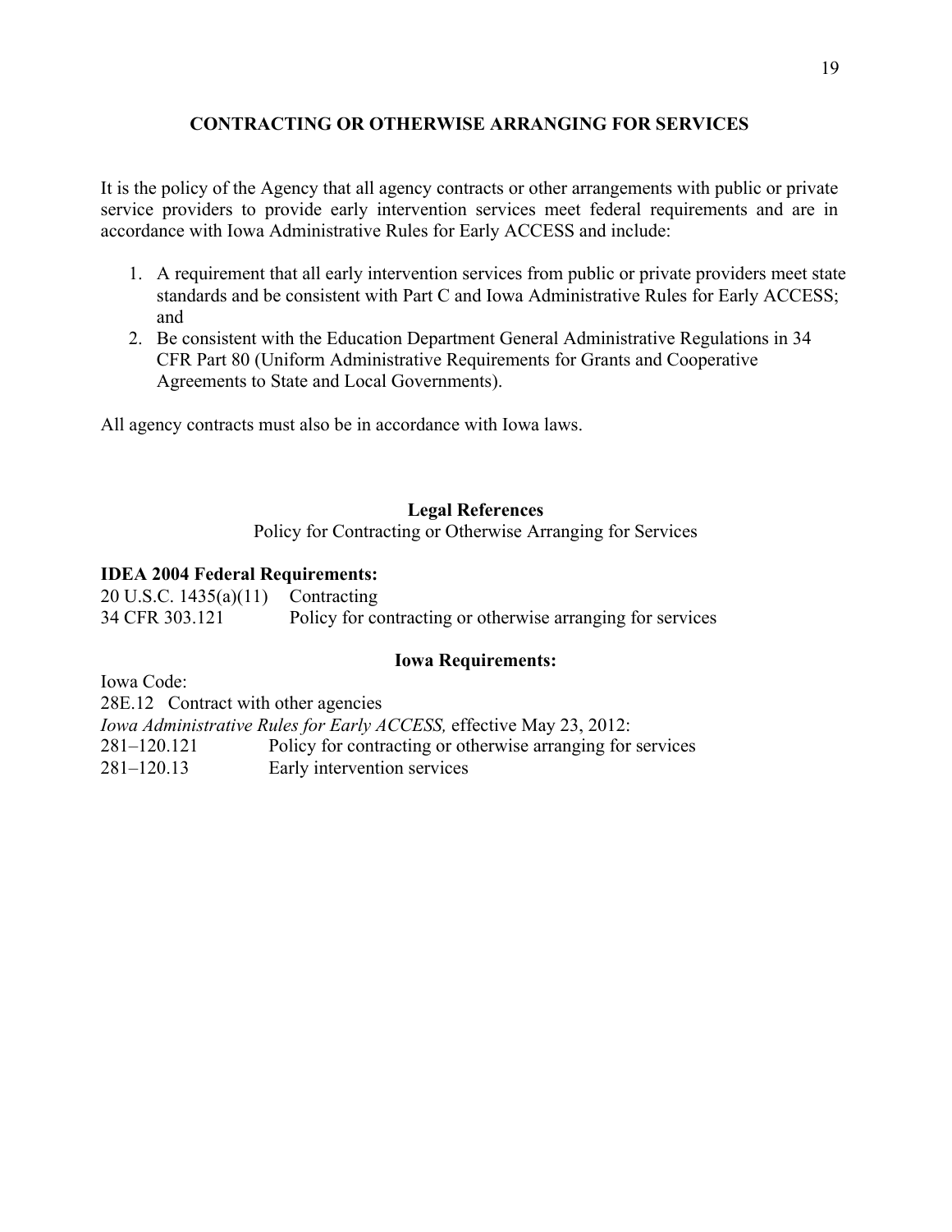## CONTRACTING OR OTHERWISE ARRANGING FOR SERVICES

It is the policy of the Agency that all agency contracts or other arrangements with public or private service providers to provide early intervention services meet federal requirements and are in accordance with Iowa Administrative Rules for Early ACCESS and include:

1. A requirement that all early intervention services from public or private providers meet state standards and be consistent with Part C and Iowa Administrative Rules for Early ACCESS; and
2. Be consistent with the Education Department General Administrative Regulations in 34 CFR Part 80 (Uniform Administrative Requirements for Grants and Cooperative Agreements to State and Local Governments).

All agency contracts must also be in accordance with Iowa laws.

### Legal References

Policy for Contracting or Otherwise Arranging for Services

**IDEA 2004 Federal Requirements:**

| | |
|---|---|
| 20 U.S.C. 1435(a)(11) | Contracting |
| 34 CFR 303.121 | Policy for contracting or otherwise arranging for services |

**Iowa Requirements:**

Iowa Code:

28E.12 Contract with other agencies

*Iowa Administrative Rules for Early ACCESS,* effective May 23, 2012:

| | |
|---|---|
| 281–120.121 | Policy for contracting or otherwise arranging for services |
| 281–120.13 | Early intervention services |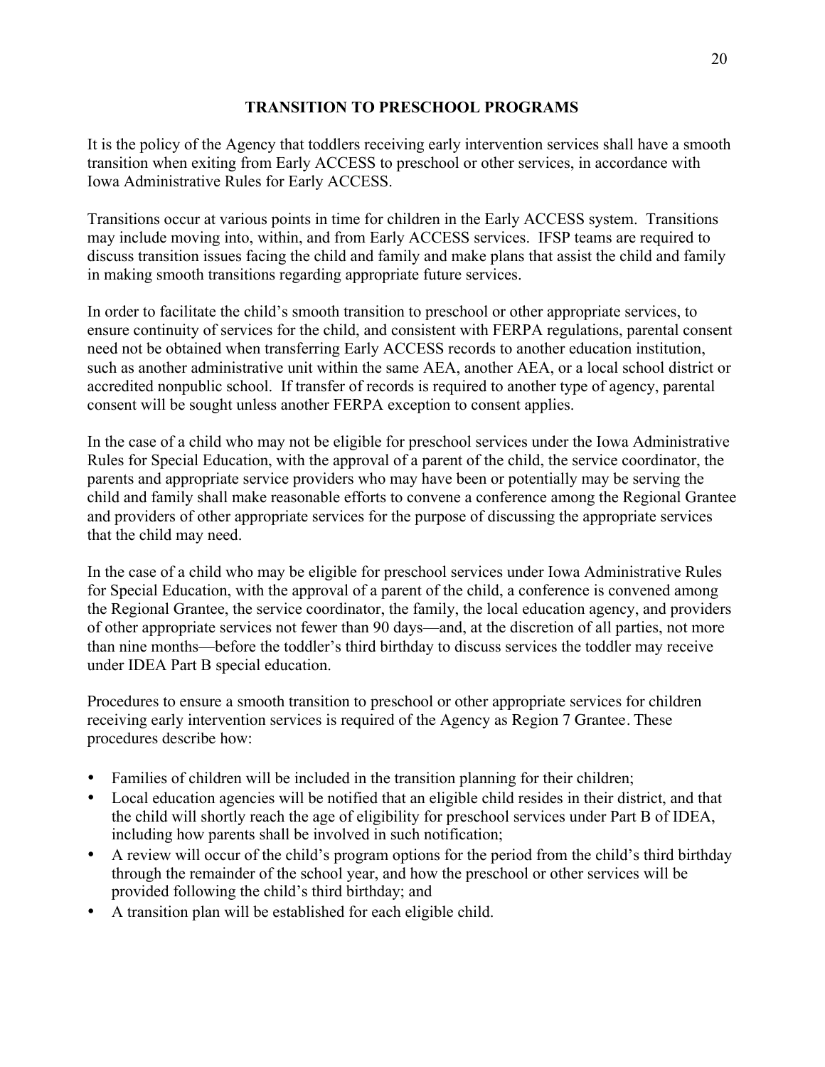## TRANSITION TO PRESCHOOL PROGRAMS

It is the policy of the Agency that toddlers receiving early intervention services shall have a smooth transition when exiting from Early ACCESS to preschool or other services, in accordance with Iowa Administrative Rules for Early ACCESS.

Transitions occur at various points in time for children in the Early ACCESS system. Transitions may include moving into, within, and from Early ACCESS services. IFSP teams are required to discuss transition issues facing the child and family and make plans that assist the child and family in making smooth transitions regarding appropriate future services.

In order to facilitate the child's smooth transition to preschool or other appropriate services, to ensure continuity of services for the child, and consistent with FERPA regulations, parental consent need not be obtained when transferring Early ACCESS records to another education institution, such as another administrative unit within the same AEA, another AEA, or a local school district or accredited nonpublic school. If transfer of records is required to another type of agency, parental consent will be sought unless another FERPA exception to consent applies.

In the case of a child who may not be eligible for preschool services under the Iowa Administrative Rules for Special Education, with the approval of a parent of the child, the service coordinator, the parents and appropriate service providers who may have been or potentially may be serving the child and family shall make reasonable efforts to convene a conference among the Regional Grantee and providers of other appropriate services for the purpose of discussing the appropriate services that the child may need.

In the case of a child who may be eligible for preschool services under Iowa Administrative Rules for Special Education, with the approval of a parent of the child, a conference is convened among the Regional Grantee, the service coordinator, the family, the local education agency, and providers of other appropriate services not fewer than 90 days—and, at the discretion of all parties, not more than nine months—before the toddler's third birthday to discuss services the toddler may receive under IDEA Part B special education.

Procedures to ensure a smooth transition to preschool or other appropriate services for children receiving early intervention services is required of the Agency as Region 7 Grantee. These procedures describe how:

- Families of children will be included in the transition planning for their children;
- Local education agencies will be notified that an eligible child resides in their district, and that the child will shortly reach the age of eligibility for preschool services under Part B of IDEA, including how parents shall be involved in such notification;
- A review will occur of the child's program options for the period from the child's third birthday through the remainder of the school year, and how the preschool or other services will be provided following the child's third birthday; and
- A transition plan will be established for each eligible child.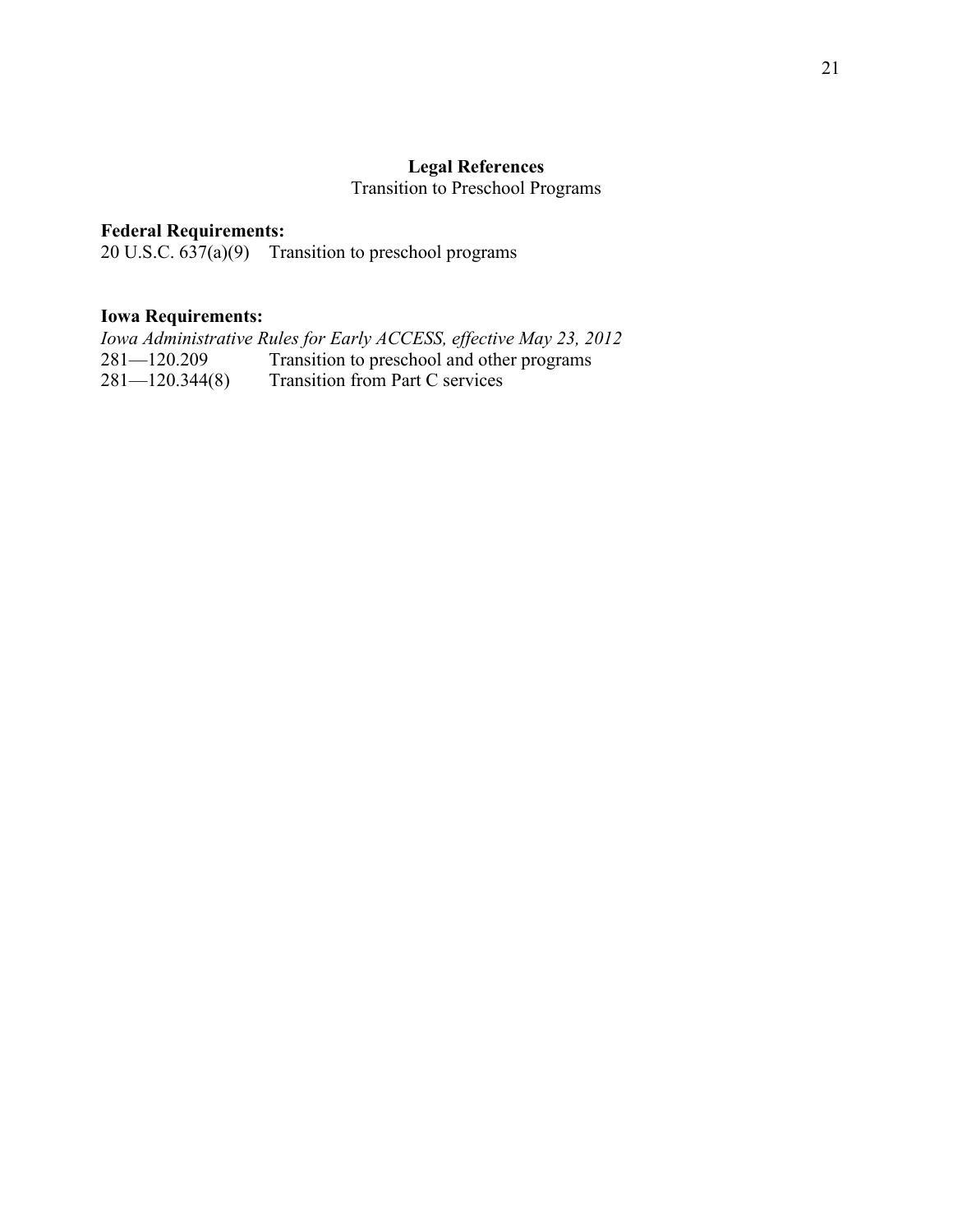## Legal References

Transition to Preschool Programs

**Federal Requirements:**

20 U.S.C. 637(a)(9) Transition to preschool programs

**Iowa Requirements:**

*Iowa Administrative Rules for Early ACCESS, effective May 23, 2012*

281—120.209 Transition to preschool and other programs

281—120.344(8) Transition from Part C services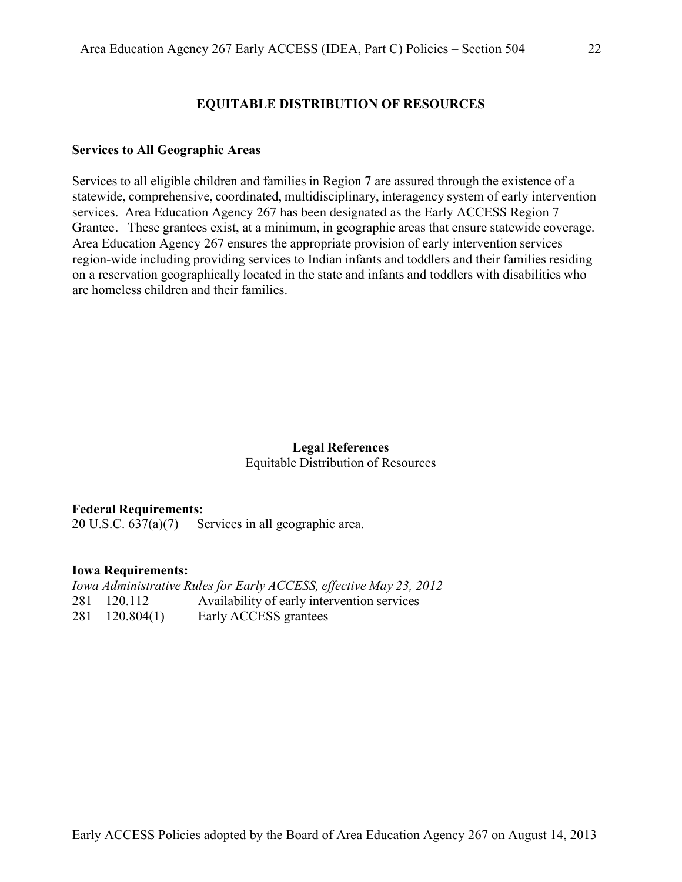# EQUITABLE DISTRIBUTION OF RESOURCES

## Services to All Geographic Areas

Services to all eligible children and families in Region 7 are assured through the existence of a statewide, comprehensive, coordinated, multidisciplinary, interagency system of early intervention services. Area Education Agency 267 has been designated as the Early ACCESS Region 7 Grantee. These grantees exist, at a minimum, in geographic areas that ensure statewide coverage. Area Education Agency 267 ensures the appropriate provision of early intervention services region-wide including providing services to Indian infants and toddlers and their families residing on a reservation geographically located in the state and infants and toddlers with disabilities who are homeless children and their families.

**Legal References**
Equitable Distribution of Resources

**Federal Requirements:**
20 U.S.C. 637(a)(7) Services in all geographic area.

**Iowa Requirements:**
*Iowa Administrative Rules for Early ACCESS, effective May 23, 2012*
281—120.112 Availability of early intervention services
281—120.804(1) Early ACCESS grantees

Early ACCESS Policies adopted by the Board of Area Education Agency 267 on August 14, 2013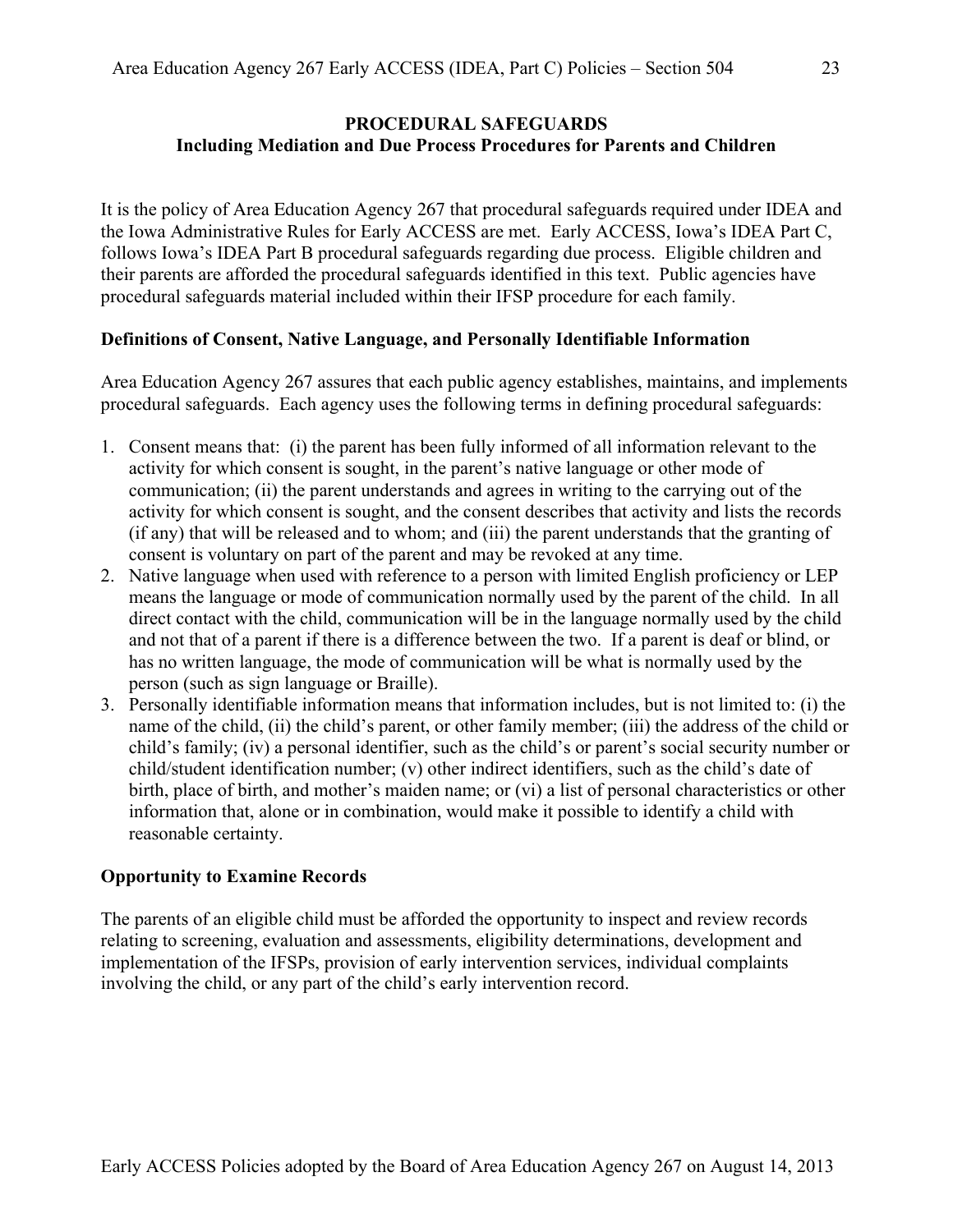## PROCEDURAL SAFEGUARDS
### Including Mediation and Due Process Procedures for Parents and Children

It is the policy of Area Education Agency 267 that procedural safeguards required under IDEA and the Iowa Administrative Rules for Early ACCESS are met. Early ACCESS, Iowa's IDEA Part C, follows Iowa's IDEA Part B procedural safeguards regarding due process. Eligible children and their parents are afforded the procedural safeguards identified in this text. Public agencies have procedural safeguards material included within their IFSP procedure for each family.

**Definitions of Consent, Native Language, and Personally Identifiable Information**

Area Education Agency 267 assures that each public agency establishes, maintains, and implements procedural safeguards. Each agency uses the following terms in defining procedural safeguards:

1. Consent means that: (i) the parent has been fully informed of all information relevant to the activity for which consent is sought, in the parent's native language or other mode of communication; (ii) the parent understands and agrees in writing to the carrying out of the activity for which consent is sought, and the consent describes that activity and lists the records (if any) that will be released and to whom; and (iii) the parent understands that the granting of consent is voluntary on part of the parent and may be revoked at any time.
2. Native language when used with reference to a person with limited English proficiency or LEP means the language or mode of communication normally used by the parent of the child. In all direct contact with the child, communication will be in the language normally used by the child and not that of a parent if there is a difference between the two. If a parent is deaf or blind, or has no written language, the mode of communication will be what is normally used by the person (such as sign language or Braille).
3. Personally identifiable information means that information includes, but is not limited to: (i) the name of the child, (ii) the child's parent, or other family member; (iii) the address of the child or child's family; (iv) a personal identifier, such as the child's or parent's social security number or child/student identification number; (v) other indirect identifiers, such as the child's date of birth, place of birth, and mother's maiden name; or (vi) a list of personal characteristics or other information that, alone or in combination, would make it possible to identify a child with reasonable certainty.

**Opportunity to Examine Records**

The parents of an eligible child must be afforded the opportunity to inspect and review records relating to screening, evaluation and assessments, eligibility determinations, development and implementation of the IFSPs, provision of early intervention services, individual complaints involving the child, or any part of the child's early intervention record.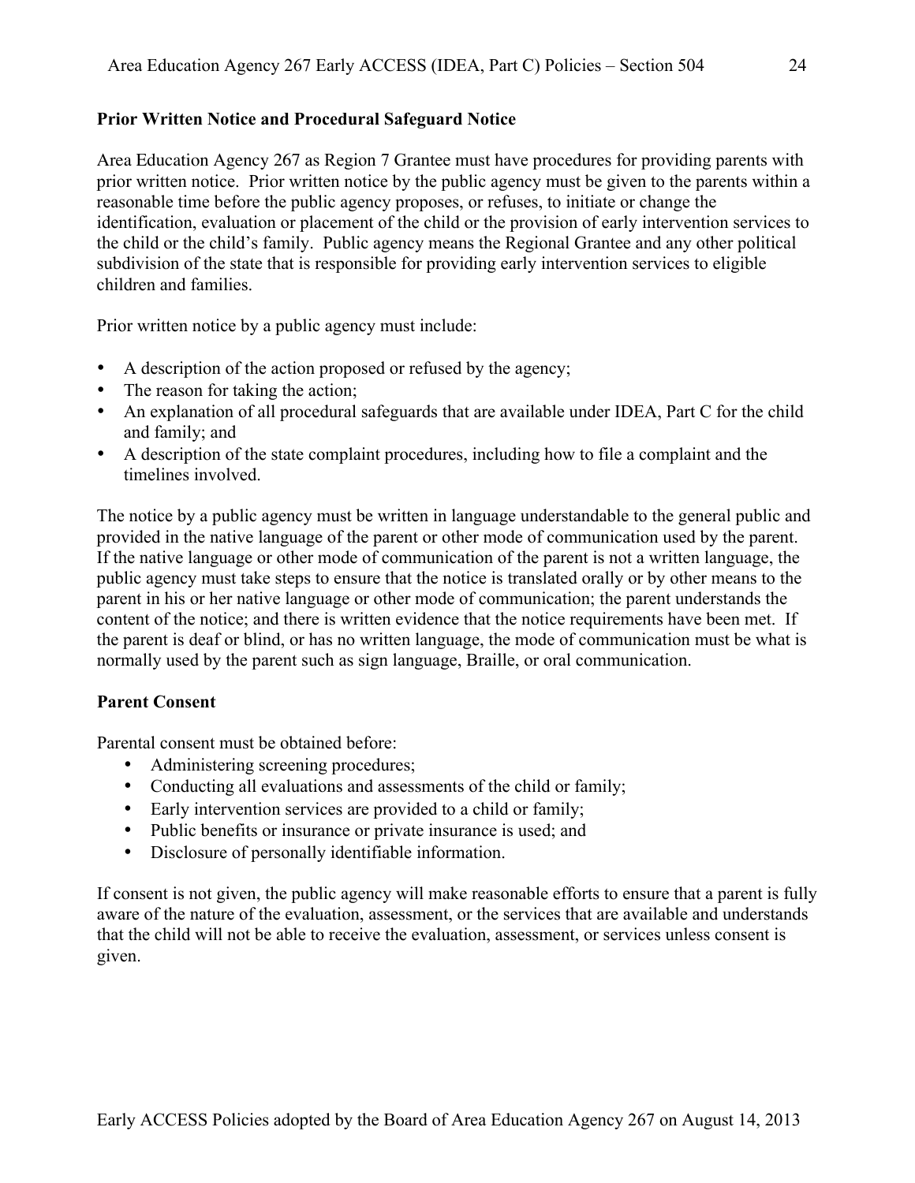**Prior Written Notice and Procedural Safeguard Notice**

Area Education Agency 267 as Region 7 Grantee must have procedures for providing parents with prior written notice. Prior written notice by the public agency must be given to the parents within a reasonable time before the public agency proposes, or refuses, to initiate or change the identification, evaluation or placement of the child or the provision of early intervention services to the child or the child's family. Public agency means the Regional Grantee and any other political subdivision of the state that is responsible for providing early intervention services to eligible children and families.

Prior written notice by a public agency must include:

- A description of the action proposed or refused by the agency;
- The reason for taking the action;
- An explanation of all procedural safeguards that are available under IDEA, Part C for the child and family; and
- A description of the state complaint procedures, including how to file a complaint and the timelines involved.

The notice by a public agency must be written in language understandable to the general public and provided in the native language of the parent or other mode of communication used by the parent. If the native language or other mode of communication of the parent is not a written language, the public agency must take steps to ensure that the notice is translated orally or by other means to the parent in his or her native language or other mode of communication; the parent understands the content of the notice; and there is written evidence that the notice requirements have been met. If the parent is deaf or blind, or has no written language, the mode of communication must be what is normally used by the parent such as sign language, Braille, or oral communication.

**Parent Consent**

Parental consent must be obtained before:

- Administering screening procedures;
- Conducting all evaluations and assessments of the child or family;
- Early intervention services are provided to a child or family;
- Public benefits or insurance or private insurance is used; and
- Disclosure of personally identifiable information.

If consent is not given, the public agency will make reasonable efforts to ensure that a parent is fully aware of the nature of the evaluation, assessment, or the services that are available and understands that the child will not be able to receive the evaluation, assessment, or services unless consent is given.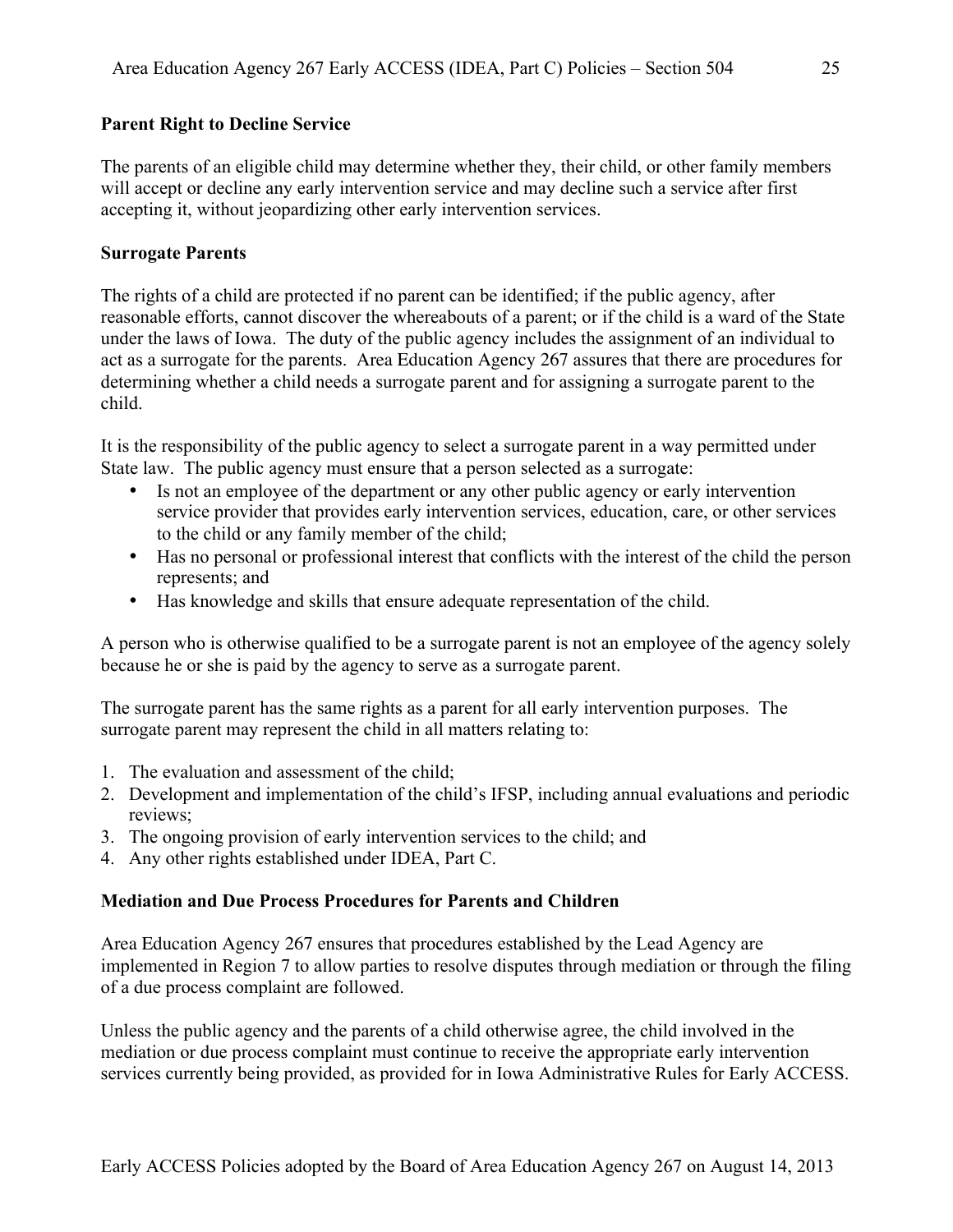**Parent Right to Decline Service**

The parents of an eligible child may determine whether they, their child, or other family members will accept or decline any early intervention service and may decline such a service after first accepting it, without jeopardizing other early intervention services.

**Surrogate Parents**

The rights of a child are protected if no parent can be identified; if the public agency, after reasonable efforts, cannot discover the whereabouts of a parent; or if the child is a ward of the State under the laws of Iowa. The duty of the public agency includes the assignment of an individual to act as a surrogate for the parents. Area Education Agency 267 assures that there are procedures for determining whether a child needs a surrogate parent and for assigning a surrogate parent to the child.

It is the responsibility of the public agency to select a surrogate parent in a way permitted under State law. The public agency must ensure that a person selected as a surrogate:

- Is not an employee of the department or any other public agency or early intervention service provider that provides early intervention services, education, care, or other services to the child or any family member of the child;
- Has no personal or professional interest that conflicts with the interest of the child the person represents; and
- Has knowledge and skills that ensure adequate representation of the child.

A person who is otherwise qualified to be a surrogate parent is not an employee of the agency solely because he or she is paid by the agency to serve as a surrogate parent.

The surrogate parent has the same rights as a parent for all early intervention purposes. The surrogate parent may represent the child in all matters relating to:

1. The evaluation and assessment of the child;
2. Development and implementation of the child's IFSP, including annual evaluations and periodic reviews;
3. The ongoing provision of early intervention services to the child; and
4. Any other rights established under IDEA, Part C.

**Mediation and Due Process Procedures for Parents and Children**

Area Education Agency 267 ensures that procedures established by the Lead Agency are implemented in Region 7 to allow parties to resolve disputes through mediation or through the filing of a due process complaint are followed.

Unless the public agency and the parents of a child otherwise agree, the child involved in the mediation or due process complaint must continue to receive the appropriate early intervention services currently being provided, as provided for in Iowa Administrative Rules for Early ACCESS.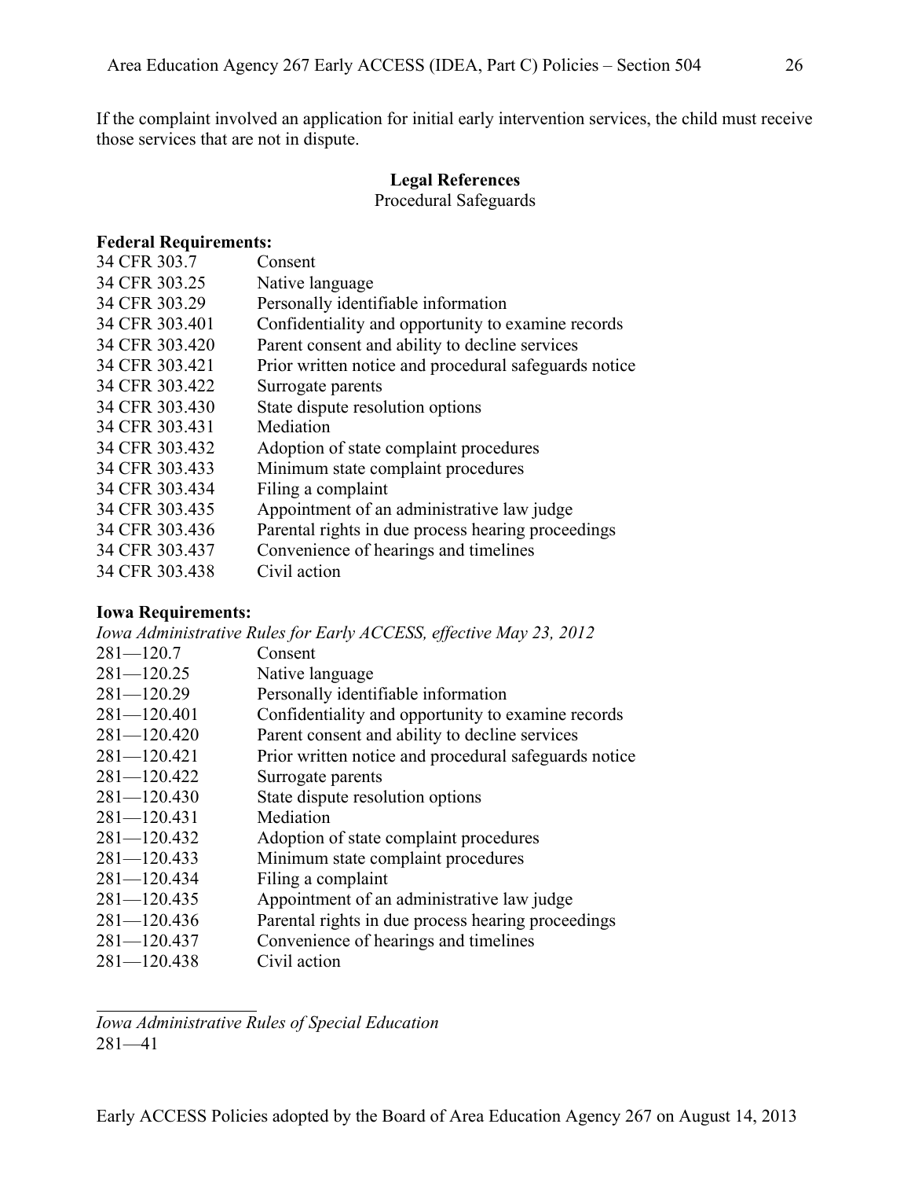If the complaint involved an application for initial early intervention services, the child must receive those services that are not in dispute.

**Legal References**

Procedural Safeguards

**Federal Requirements:**

| | |
|---|---|
| 34 CFR 303.7 | Consent |
| 34 CFR 303.25 | Native language |
| 34 CFR 303.29 | Personally identifiable information |
| 34 CFR 303.401 | Confidentiality and opportunity to examine records |
| 34 CFR 303.420 | Parent consent and ability to decline services |
| 34 CFR 303.421 | Prior written notice and procedural safeguards notice |
| 34 CFR 303.422 | Surrogate parents |
| 34 CFR 303.430 | State dispute resolution options |
| 34 CFR 303.431 | Mediation |
| 34 CFR 303.432 | Adoption of state complaint procedures |
| 34 CFR 303.433 | Minimum state complaint procedures |
| 34 CFR 303.434 | Filing a complaint |
| 34 CFR 303.435 | Appointment of an administrative law judge |
| 34 CFR 303.436 | Parental rights in due process hearing proceedings |
| 34 CFR 303.437 | Convenience of hearings and timelines |
| 34 CFR 303.438 | Civil action |

**Iowa Requirements:**

*Iowa Administrative Rules for Early ACCESS, effective May 23, 2012*

| | |
|---|---|
| 281—120.7 | Consent |
| 281—120.25 | Native language |
| 281—120.29 | Personally identifiable information |
| 281—120.401 | Confidentiality and opportunity to examine records |
| 281—120.420 | Parent consent and ability to decline services |
| 281—120.421 | Prior written notice and procedural safeguards notice |
| 281—120.422 | Surrogate parents |
| 281—120.430 | State dispute resolution options |
| 281—120.431 | Mediation |
| 281—120.432 | Adoption of state complaint procedures |
| 281—120.433 | Minimum state complaint procedures |
| 281—120.434 | Filing a complaint |
| 281—120.435 | Appointment of an administrative law judge |
| 281—120.436 | Parental rights in due process hearing proceedings |
| 281—120.437 | Convenience of hearings and timelines |
| 281—120.438 | Civil action |

---

*Iowa Administrative Rules of Special Education*

281—41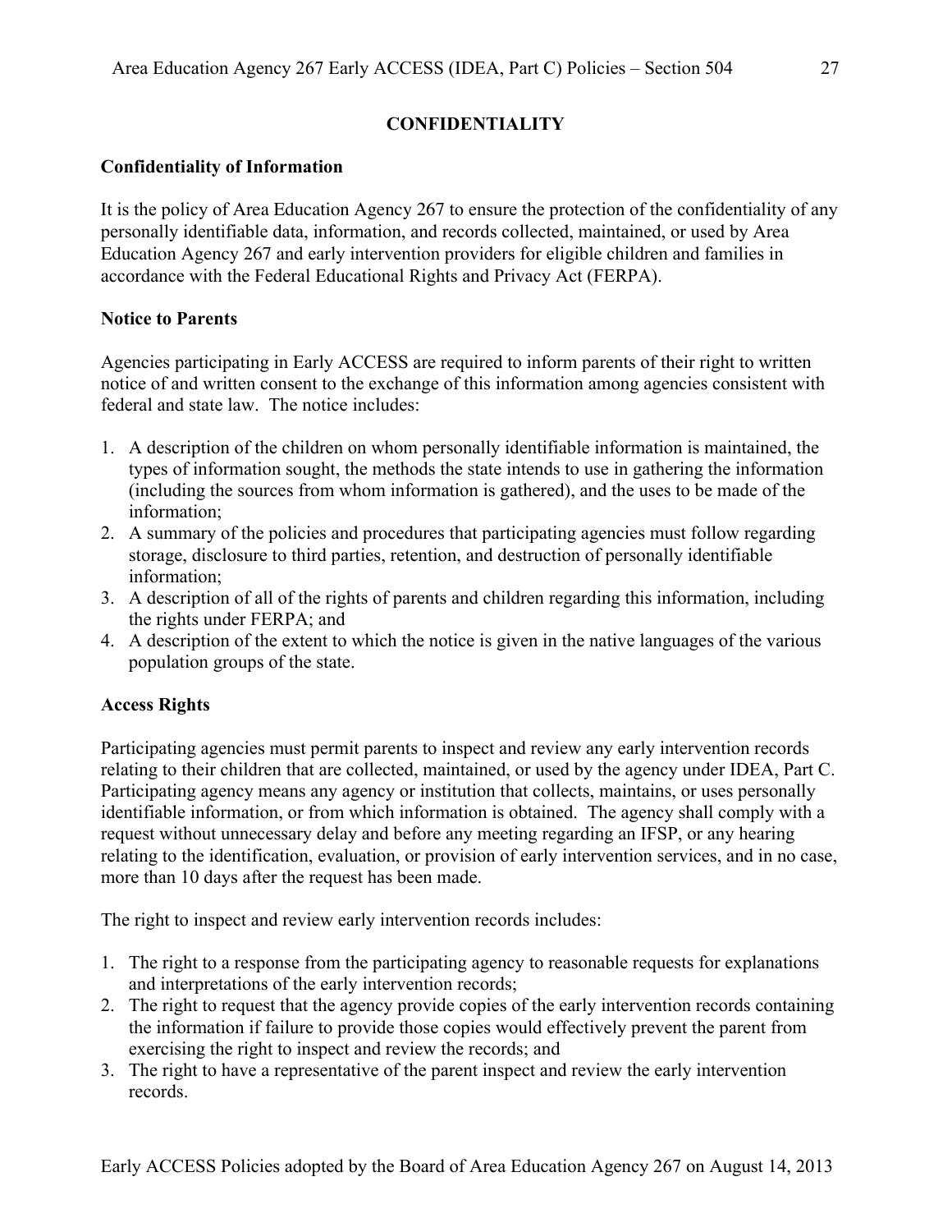## CONFIDENTIALITY

### Confidentiality of Information

It is the policy of Area Education Agency 267 to ensure the protection of the confidentiality of any personally identifiable data, information, and records collected, maintained, or used by Area Education Agency 267 and early intervention providers for eligible children and families in accordance with the Federal Educational Rights and Privacy Act (FERPA).

### Notice to Parents

Agencies participating in Early ACCESS are required to inform parents of their right to written notice of and written consent to the exchange of this information among agencies consistent with federal and state law. The notice includes:

1. A description of the children on whom personally identifiable information is maintained, the types of information sought, the methods the state intends to use in gathering the information (including the sources from whom information is gathered), and the uses to be made of the information;
2. A summary of the policies and procedures that participating agencies must follow regarding storage, disclosure to third parties, retention, and destruction of personally identifiable information;
3. A description of all of the rights of parents and children regarding this information, including the rights under FERPA; and
4. A description of the extent to which the notice is given in the native languages of the various population groups of the state.

### Access Rights

Participating agencies must permit parents to inspect and review any early intervention records relating to their children that are collected, maintained, or used by the agency under IDEA, Part C. Participating agency means any agency or institution that collects, maintains, or uses personally identifiable information, or from which information is obtained. The agency shall comply with a request without unnecessary delay and before any meeting regarding an IFSP, or any hearing relating to the identification, evaluation, or provision of early intervention services, and in no case, more than 10 days after the request has been made.

The right to inspect and review early intervention records includes:

1. The right to a response from the participating agency to reasonable requests for explanations and interpretations of the early intervention records;
2. The right to request that the agency provide copies of the early intervention records containing the information if failure to provide those copies would effectively prevent the parent from exercising the right to inspect and review the records; and
3. The right to have a representative of the parent inspect and review the early intervention records.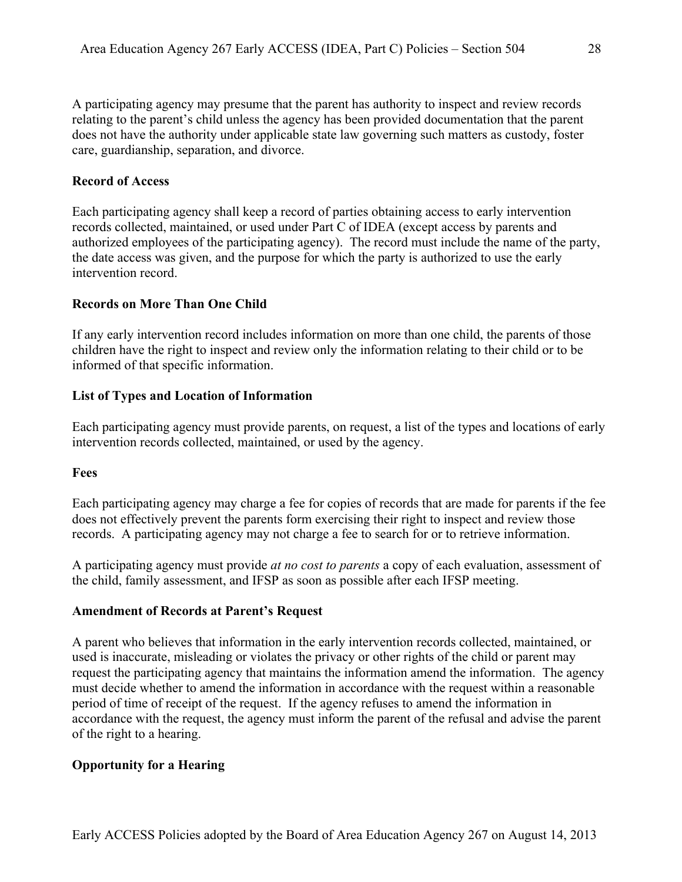A participating agency may presume that the parent has authority to inspect and review records relating to the parent's child unless the agency has been provided documentation that the parent does not have the authority under applicable state law governing such matters as custody, foster care, guardianship, separation, and divorce.

**Record of Access**

Each participating agency shall keep a record of parties obtaining access to early intervention records collected, maintained, or used under Part C of IDEA (except access by parents and authorized employees of the participating agency). The record must include the name of the party, the date access was given, and the purpose for which the party is authorized to use the early intervention record.

**Records on More Than One Child**

If any early intervention record includes information on more than one child, the parents of those children have the right to inspect and review only the information relating to their child or to be informed of that specific information.

**List of Types and Location of Information**

Each participating agency must provide parents, on request, a list of the types and locations of early intervention records collected, maintained, or used by the agency.

**Fees**

Each participating agency may charge a fee for copies of records that are made for parents if the fee does not effectively prevent the parents form exercising their right to inspect and review those records. A participating agency may not charge a fee to search for or to retrieve information.

A participating agency must provide *at no cost to parents* a copy of each evaluation, assessment of the child, family assessment, and IFSP as soon as possible after each IFSP meeting.

**Amendment of Records at Parent's Request**

A parent who believes that information in the early intervention records collected, maintained, or used is inaccurate, misleading or violates the privacy or other rights of the child or parent may request the participating agency that maintains the information amend the information. The agency must decide whether to amend the information in accordance with the request within a reasonable period of time of receipt of the request. If the agency refuses to amend the information in accordance with the request, the agency must inform the parent of the refusal and advise the parent of the right to a hearing.

**Opportunity for a Hearing**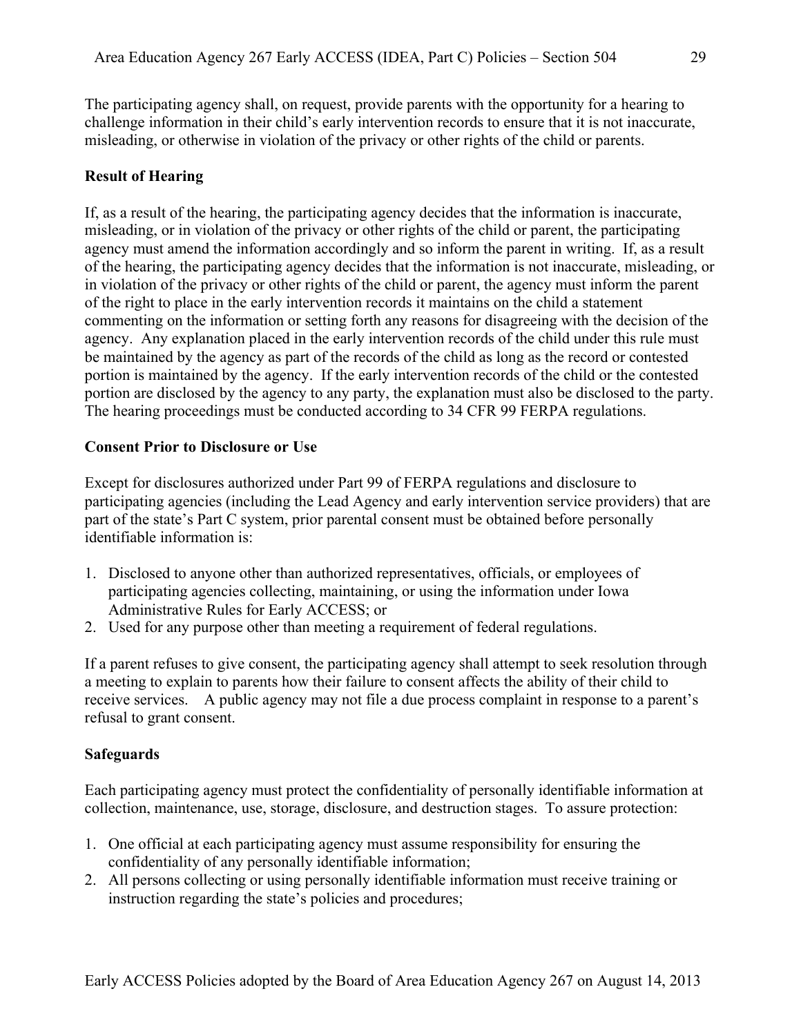The participating agency shall, on request, provide parents with the opportunity for a hearing to challenge information in their child's early intervention records to ensure that it is not inaccurate, misleading, or otherwise in violation of the privacy or other rights of the child or parents.

**Result of Hearing**

If, as a result of the hearing, the participating agency decides that the information is inaccurate, misleading, or in violation of the privacy or other rights of the child or parent, the participating agency must amend the information accordingly and so inform the parent in writing. If, as a result of the hearing, the participating agency decides that the information is not inaccurate, misleading, or in violation of the privacy or other rights of the child or parent, the agency must inform the parent of the right to place in the early intervention records it maintains on the child a statement commenting on the information or setting forth any reasons for disagreeing with the decision of the agency. Any explanation placed in the early intervention records of the child under this rule must be maintained by the agency as part of the records of the child as long as the record or contested portion is maintained by the agency. If the early intervention records of the child or the contested portion are disclosed by the agency to any party, the explanation must also be disclosed to the party. The hearing proceedings must be conducted according to 34 CFR 99 FERPA regulations.

**Consent Prior to Disclosure or Use**

Except for disclosures authorized under Part 99 of FERPA regulations and disclosure to participating agencies (including the Lead Agency and early intervention service providers) that are part of the state's Part C system, prior parental consent must be obtained before personally identifiable information is:

1. Disclosed to anyone other than authorized representatives, officials, or employees of participating agencies collecting, maintaining, or using the information under Iowa Administrative Rules for Early ACCESS; or
2. Used for any purpose other than meeting a requirement of federal regulations.

If a parent refuses to give consent, the participating agency shall attempt to seek resolution through a meeting to explain to parents how their failure to consent affects the ability of their child to receive services. A public agency may not file a due process complaint in response to a parent's refusal to grant consent.

**Safeguards**

Each participating agency must protect the confidentiality of personally identifiable information at collection, maintenance, use, storage, disclosure, and destruction stages. To assure protection:

1. One official at each participating agency must assume responsibility for ensuring the confidentiality of any personally identifiable information;
2. All persons collecting or using personally identifiable information must receive training or instruction regarding the state's policies and procedures;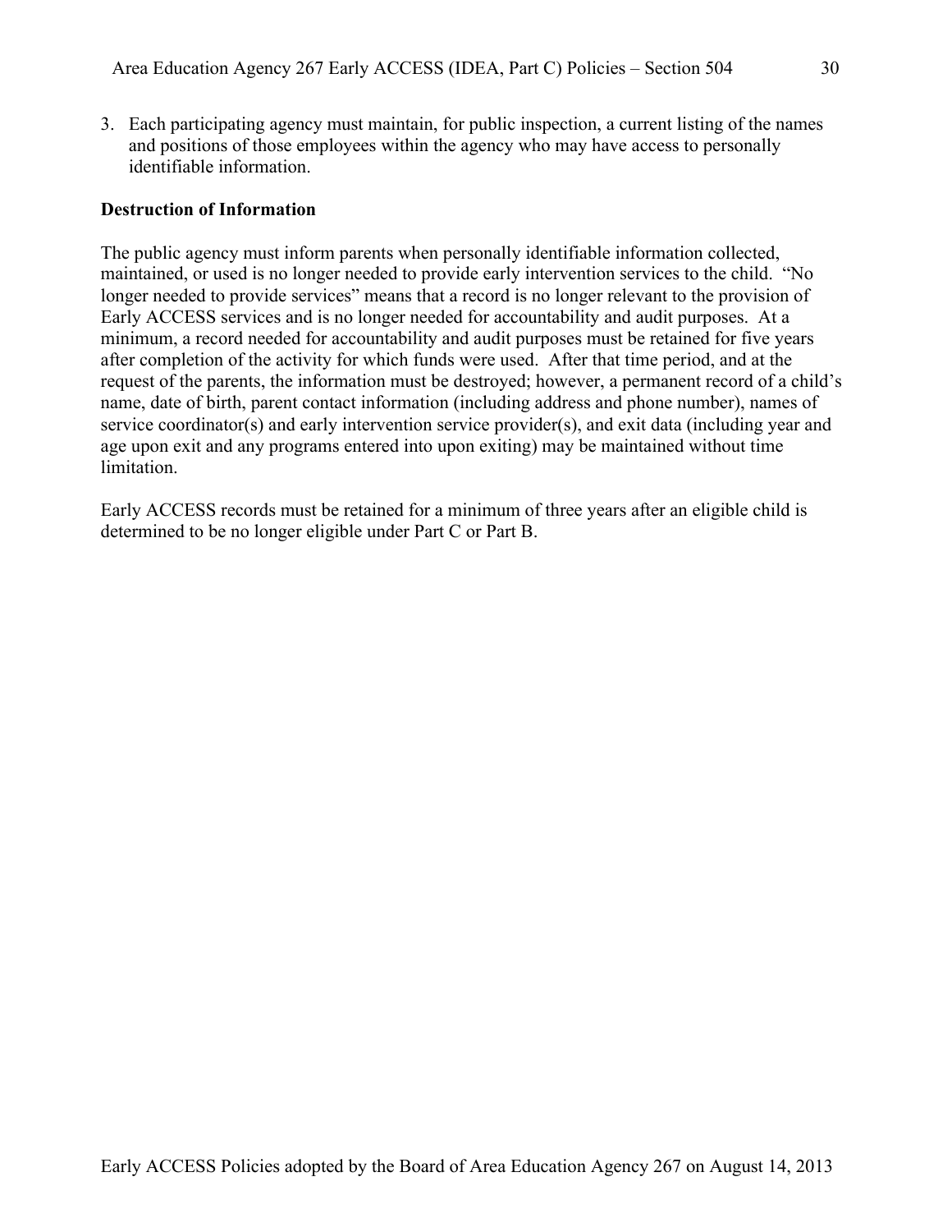3. Each participating agency must maintain, for public inspection, a current listing of the names and positions of those employees within the agency who may have access to personally identifiable information.

**Destruction of Information**

The public agency must inform parents when personally identifiable information collected, maintained, or used is no longer needed to provide early intervention services to the child. "No longer needed to provide services" means that a record is no longer relevant to the provision of Early ACCESS services and is no longer needed for accountability and audit purposes. At a minimum, a record needed for accountability and audit purposes must be retained for five years after completion of the activity for which funds were used. After that time period, and at the request of the parents, the information must be destroyed; however, a permanent record of a child's name, date of birth, parent contact information (including address and phone number), names of service coordinator(s) and early intervention service provider(s), and exit data (including year and age upon exit and any programs entered into upon exiting) may be maintained without time limitation.

Early ACCESS records must be retained for a minimum of three years after an eligible child is determined to be no longer eligible under Part C or Part B.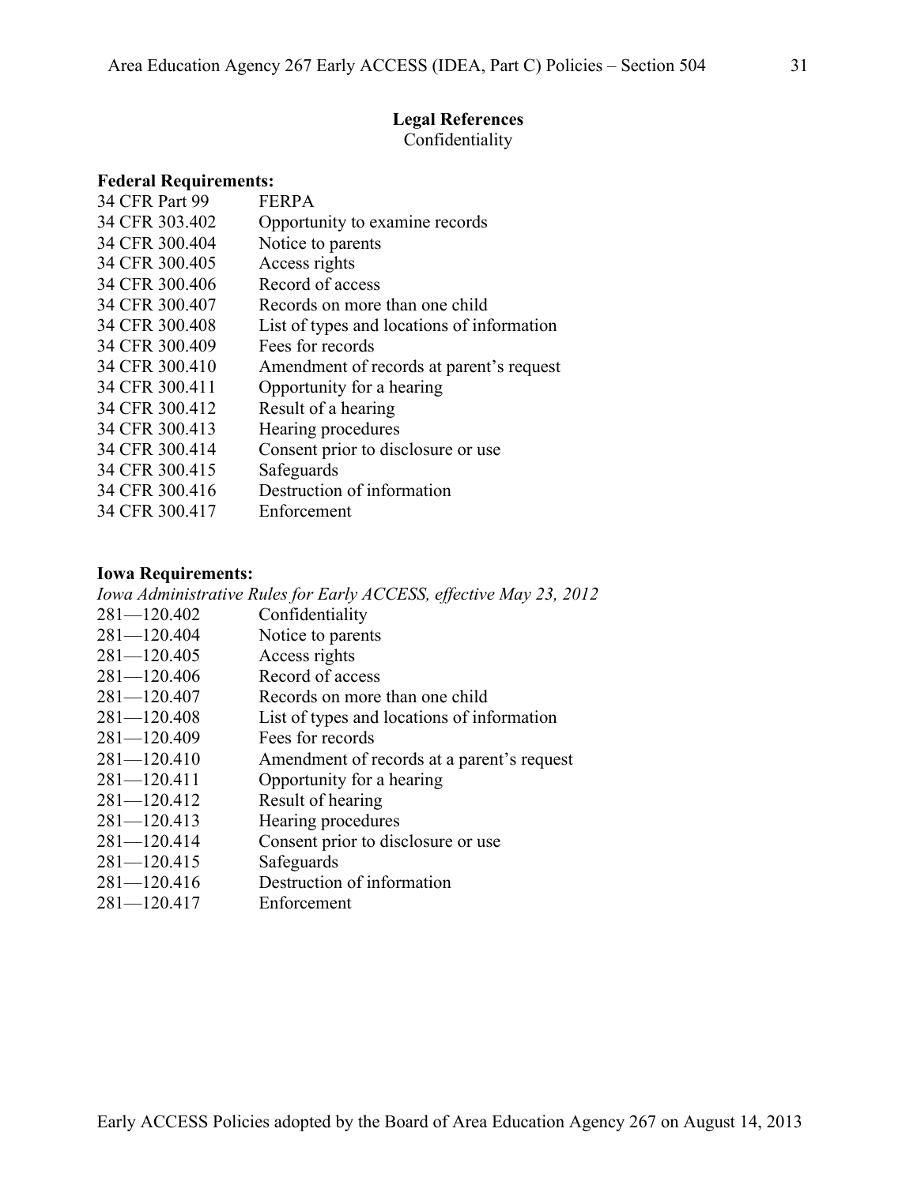## Legal References

Confidentiality

**Federal Requirements:**

| | |
|---|---|
| 34 CFR Part 99 | FERPA |
| 34 CFR 303.402 | Opportunity to examine records |
| 34 CFR 300.404 | Notice to parents |
| 34 CFR 300.405 | Access rights |
| 34 CFR 300.406 | Record of access |
| 34 CFR 300.407 | Records on more than one child |
| 34 CFR 300.408 | List of types and locations of information |
| 34 CFR 300.409 | Fees for records |
| 34 CFR 300.410 | Amendment of records at parent's request |
| 34 CFR 300.411 | Opportunity for a hearing |
| 34 CFR 300.412 | Result of a hearing |
| 34 CFR 300.413 | Hearing procedures |
| 34 CFR 300.414 | Consent prior to disclosure or use |
| 34 CFR 300.415 | Safeguards |
| 34 CFR 300.416 | Destruction of information |
| 34 CFR 300.417 | Enforcement |

**Iowa Requirements:**

*Iowa Administrative Rules for Early ACCESS, effective May 23, 2012*

| | |
|---|---|
| 281—120.402 | Confidentiality |
| 281—120.404 | Notice to parents |
| 281—120.405 | Access rights |
| 281—120.406 | Record of access |
| 281—120.407 | Records on more than one child |
| 281—120.408 | List of types and locations of information |
| 281—120.409 | Fees for records |
| 281—120.410 | Amendment of records at a parent's request |
| 281—120.411 | Opportunity for a hearing |
| 281—120.412 | Result of hearing |
| 281—120.413 | Hearing procedures |
| 281—120.414 | Consent prior to disclosure or use |
| 281—120.415 | Safeguards |
| 281—120.416 | Destruction of information |
| 281—120.417 | Enforcement |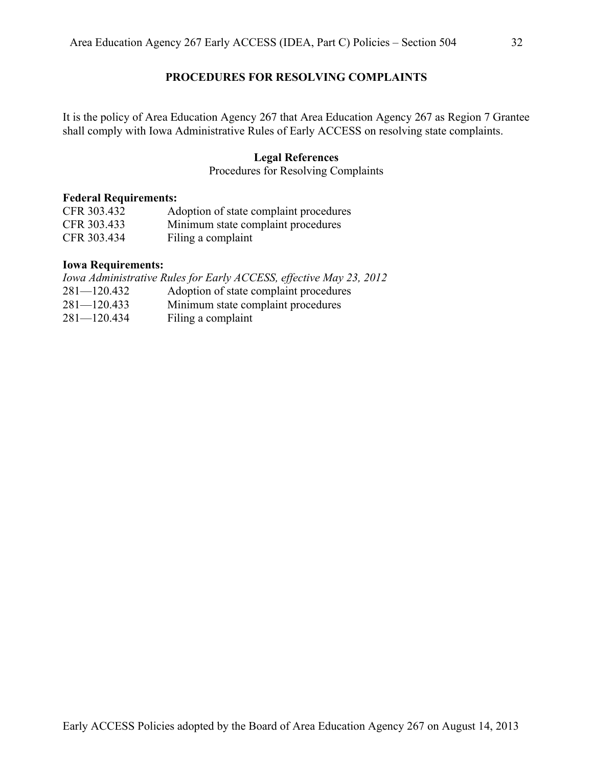## PROCEDURES FOR RESOLVING COMPLAINTS

It is the policy of Area Education Agency 267 that Area Education Agency 267 as Region 7 Grantee shall comply with Iowa Administrative Rules of Early ACCESS on resolving state complaints.

**Legal References**

Procedures for Resolving Complaints

**Federal Requirements:**

| | |
|---|---|
| CFR 303.432 | Adoption of state complaint procedures |
| CFR 303.433 | Minimum state complaint procedures |
| CFR 303.434 | Filing a complaint |

**Iowa Requirements:**

*Iowa Administrative Rules for Early ACCESS, effective May 23, 2012*

| | |
|---|---|
| 281—120.432 | Adoption of state complaint procedures |
| 281—120.433 | Minimum state complaint procedures |
| 281—120.434 | Filing a complaint |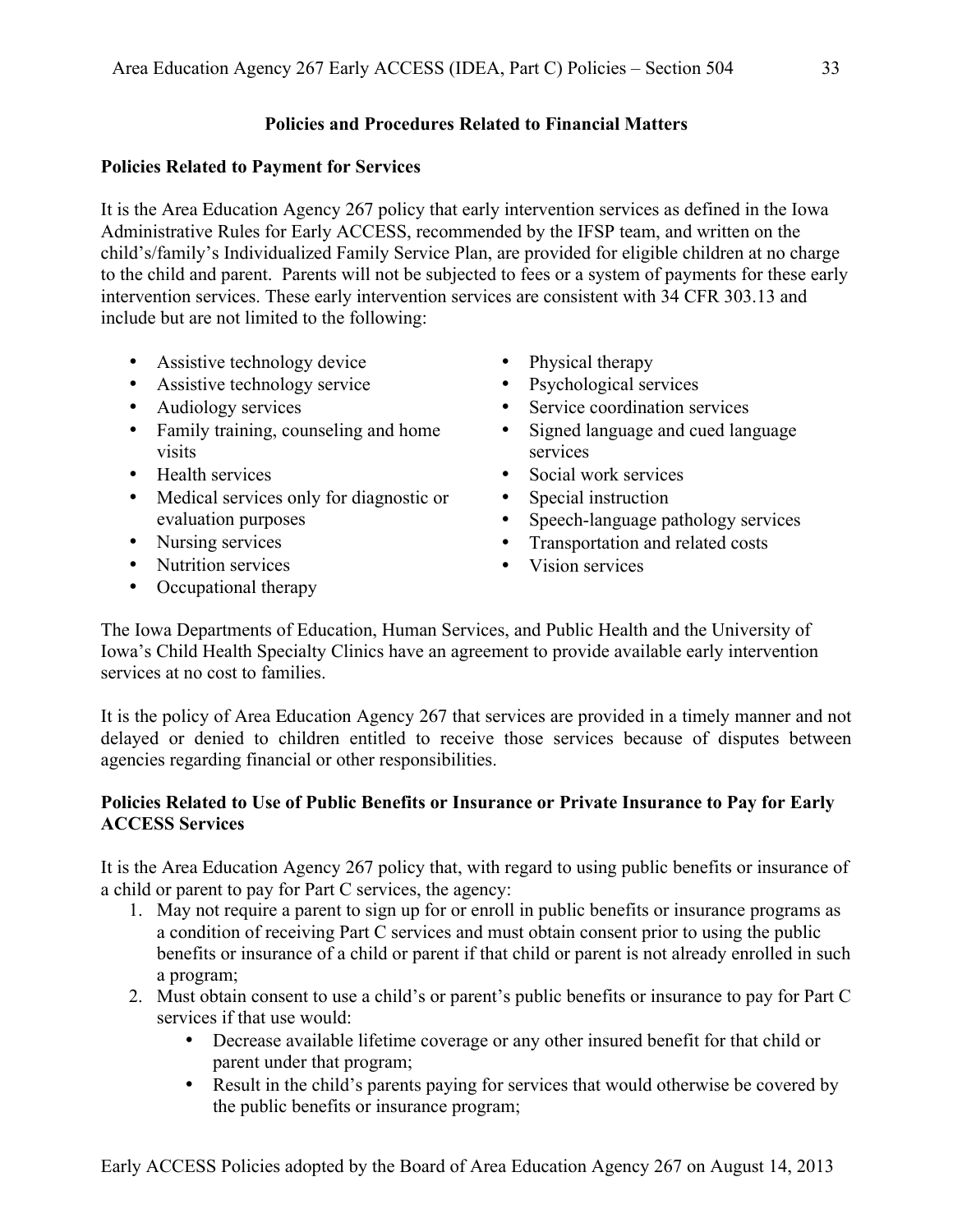## Policies and Procedures Related to Financial Matters

### Policies Related to Payment for Services

It is the Area Education Agency 267 policy that early intervention services as defined in the Iowa Administrative Rules for Early ACCESS, recommended by the IFSP team, and written on the child's/family's Individualized Family Service Plan, are provided for eligible children at no charge to the child and parent. Parents will not be subjected to fees or a system of payments for these early intervention services. These early intervention services are consistent with 34 CFR 303.13 and include but are not limited to the following:

- Assistive technology device
- Assistive technology service
- Audiology services
- Family training, counseling and home visits
- Health services
- Medical services only for diagnostic or evaluation purposes
- Nursing services
- Nutrition services
- Occupational therapy
- Physical therapy
- Psychological services
- Service coordination services
- Signed language and cued language services
- Social work services
- Special instruction
- Speech-language pathology services
- Transportation and related costs
- Vision services

The Iowa Departments of Education, Human Services, and Public Health and the University of Iowa's Child Health Specialty Clinics have an agreement to provide available early intervention services at no cost to families.

It is the policy of Area Education Agency 267 that services are provided in a timely manner and not delayed or denied to children entitled to receive those services because of disputes between agencies regarding financial or other responsibilities.

### Policies Related to Use of Public Benefits or Insurance or Private Insurance to Pay for Early ACCESS Services

It is the Area Education Agency 267 policy that, with regard to using public benefits or insurance of a child or parent to pay for Part C services, the agency:

1. May not require a parent to sign up for or enroll in public benefits or insurance programs as a condition of receiving Part C services and must obtain consent prior to using the public benefits or insurance of a child or parent if that child or parent is not already enrolled in such a program;
2. Must obtain consent to use a child's or parent's public benefits or insurance to pay for Part C services if that use would:
   - Decrease available lifetime coverage or any other insured benefit for that child or parent under that program;
   - Result in the child's parents paying for services that would otherwise be covered by the public benefits or insurance program;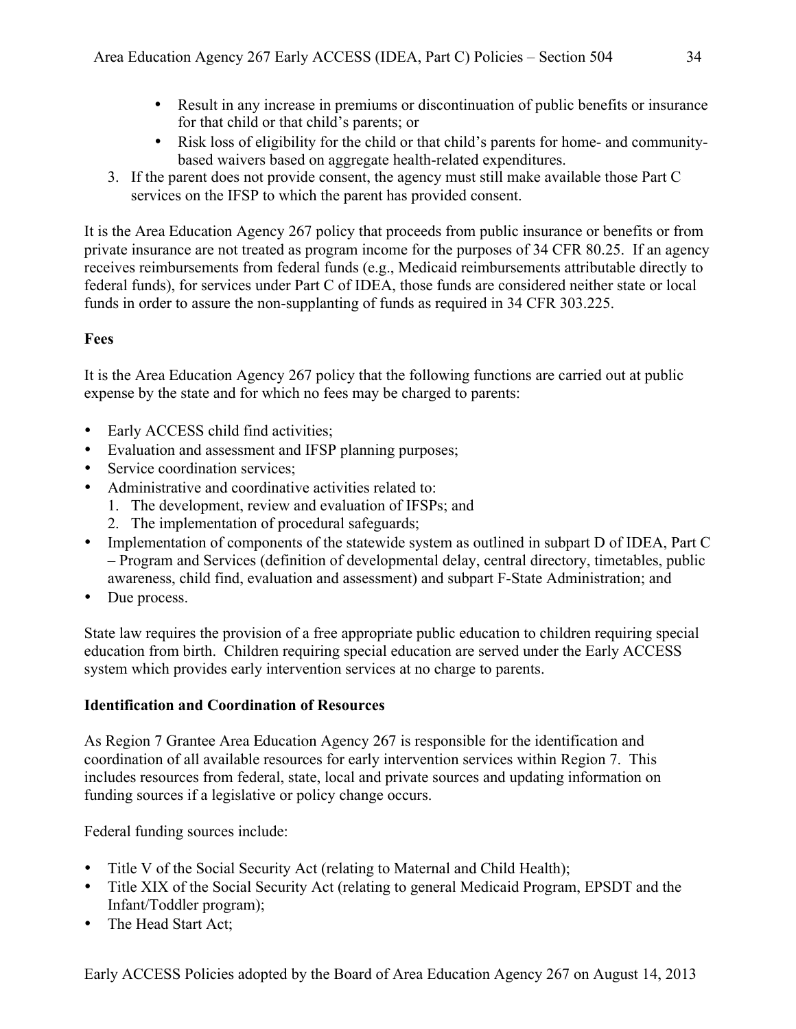- Result in any increase in premiums or discontinuation of public benefits or insurance for that child or that child's parents; or
- Risk loss of eligibility for the child or that child's parents for home- and community-based waivers based on aggregate health-related expenditures.

3. If the parent does not provide consent, the agency must still make available those Part C services on the IFSP to which the parent has provided consent.

It is the Area Education Agency 267 policy that proceeds from public insurance or benefits or from private insurance are not treated as program income for the purposes of 34 CFR 80.25. If an agency receives reimbursements from federal funds (e.g., Medicaid reimbursements attributable directly to federal funds), for services under Part C of IDEA, those funds are considered neither state or local funds in order to assure the non-supplanting of funds as required in 34 CFR 303.225.

**Fees**

It is the Area Education Agency 267 policy that the following functions are carried out at public expense by the state and for which no fees may be charged to parents:

- Early ACCESS child find activities;
- Evaluation and assessment and IFSP planning purposes;
- Service coordination services;
- Administrative and coordinative activities related to:
  1. The development, review and evaluation of IFSPs; and
  2. The implementation of procedural safeguards;
- Implementation of components of the statewide system as outlined in subpart D of IDEA, Part C – Program and Services (definition of developmental delay, central directory, timetables, public awareness, child find, evaluation and assessment) and subpart F-State Administration; and
- Due process.

State law requires the provision of a free appropriate public education to children requiring special education from birth. Children requiring special education are served under the Early ACCESS system which provides early intervention services at no charge to parents.

**Identification and Coordination of Resources**

As Region 7 Grantee Area Education Agency 267 is responsible for the identification and coordination of all available resources for early intervention services within Region 7. This includes resources from federal, state, local and private sources and updating information on funding sources if a legislative or policy change occurs.

Federal funding sources include:

- Title V of the Social Security Act (relating to Maternal and Child Health);
- Title XIX of the Social Security Act (relating to general Medicaid Program, EPSDT and the Infant/Toddler program);
- The Head Start Act;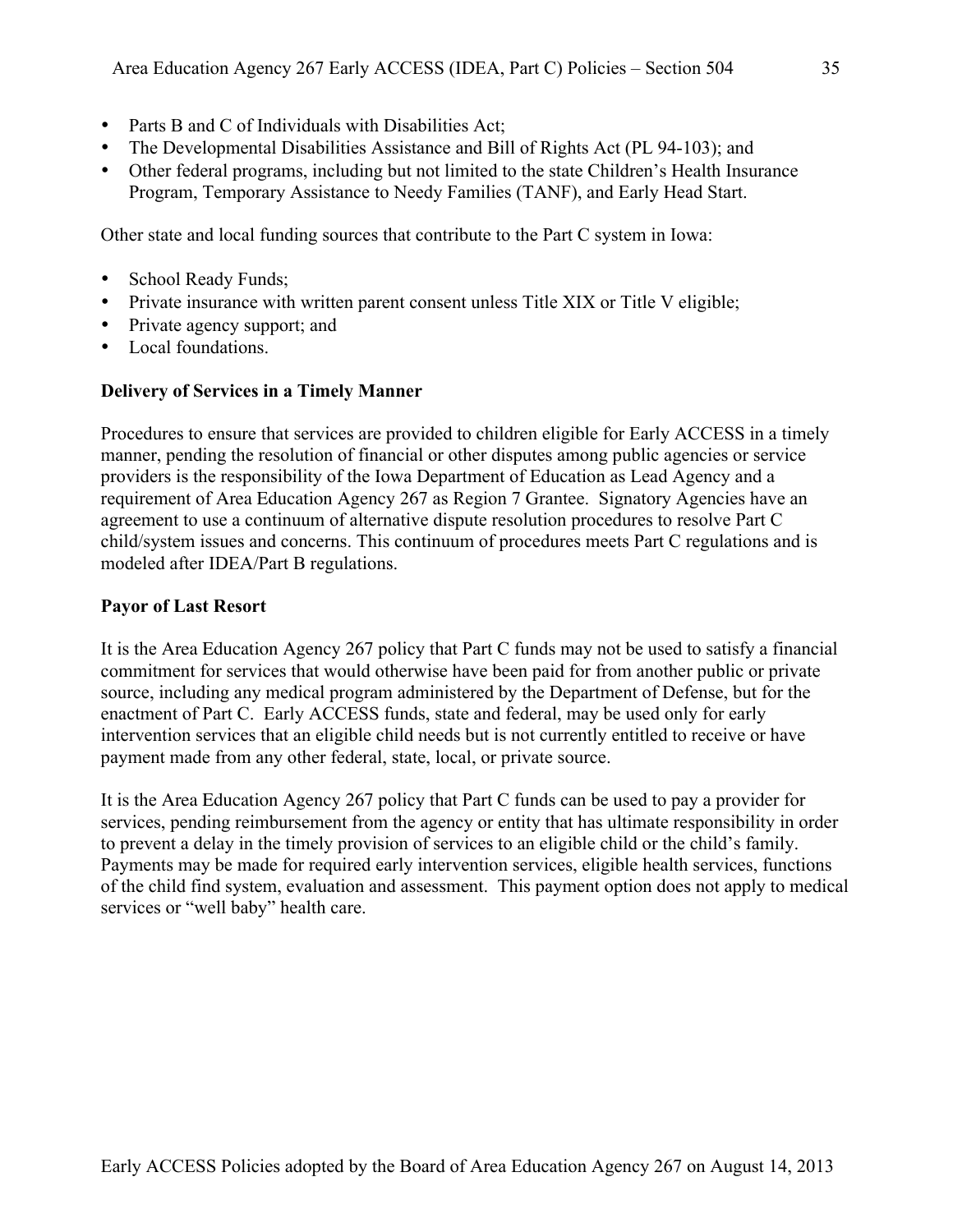- Parts B and C of Individuals with Disabilities Act;
- The Developmental Disabilities Assistance and Bill of Rights Act (PL 94-103); and
- Other federal programs, including but not limited to the state Children's Health Insurance Program, Temporary Assistance to Needy Families (TANF), and Early Head Start.

Other state and local funding sources that contribute to the Part C system in Iowa:

- School Ready Funds;
- Private insurance with written parent consent unless Title XIX or Title V eligible;
- Private agency support; and
- Local foundations.

**Delivery of Services in a Timely Manner**

Procedures to ensure that services are provided to children eligible for Early ACCESS in a timely manner, pending the resolution of financial or other disputes among public agencies or service providers is the responsibility of the Iowa Department of Education as Lead Agency and a requirement of Area Education Agency 267 as Region 7 Grantee. Signatory Agencies have an agreement to use a continuum of alternative dispute resolution procedures to resolve Part C child/system issues and concerns. This continuum of procedures meets Part C regulations and is modeled after IDEA/Part B regulations.

**Payor of Last Resort**

It is the Area Education Agency 267 policy that Part C funds may not be used to satisfy a financial commitment for services that would otherwise have been paid for from another public or private source, including any medical program administered by the Department of Defense, but for the enactment of Part C. Early ACCESS funds, state and federal, may be used only for early intervention services that an eligible child needs but is not currently entitled to receive or have payment made from any other federal, state, local, or private source.

It is the Area Education Agency 267 policy that Part C funds can be used to pay a provider for services, pending reimbursement from the agency or entity that has ultimate responsibility in order to prevent a delay in the timely provision of services to an eligible child or the child's family. Payments may be made for required early intervention services, eligible health services, functions of the child find system, evaluation and assessment. This payment option does not apply to medical services or "well baby" health care.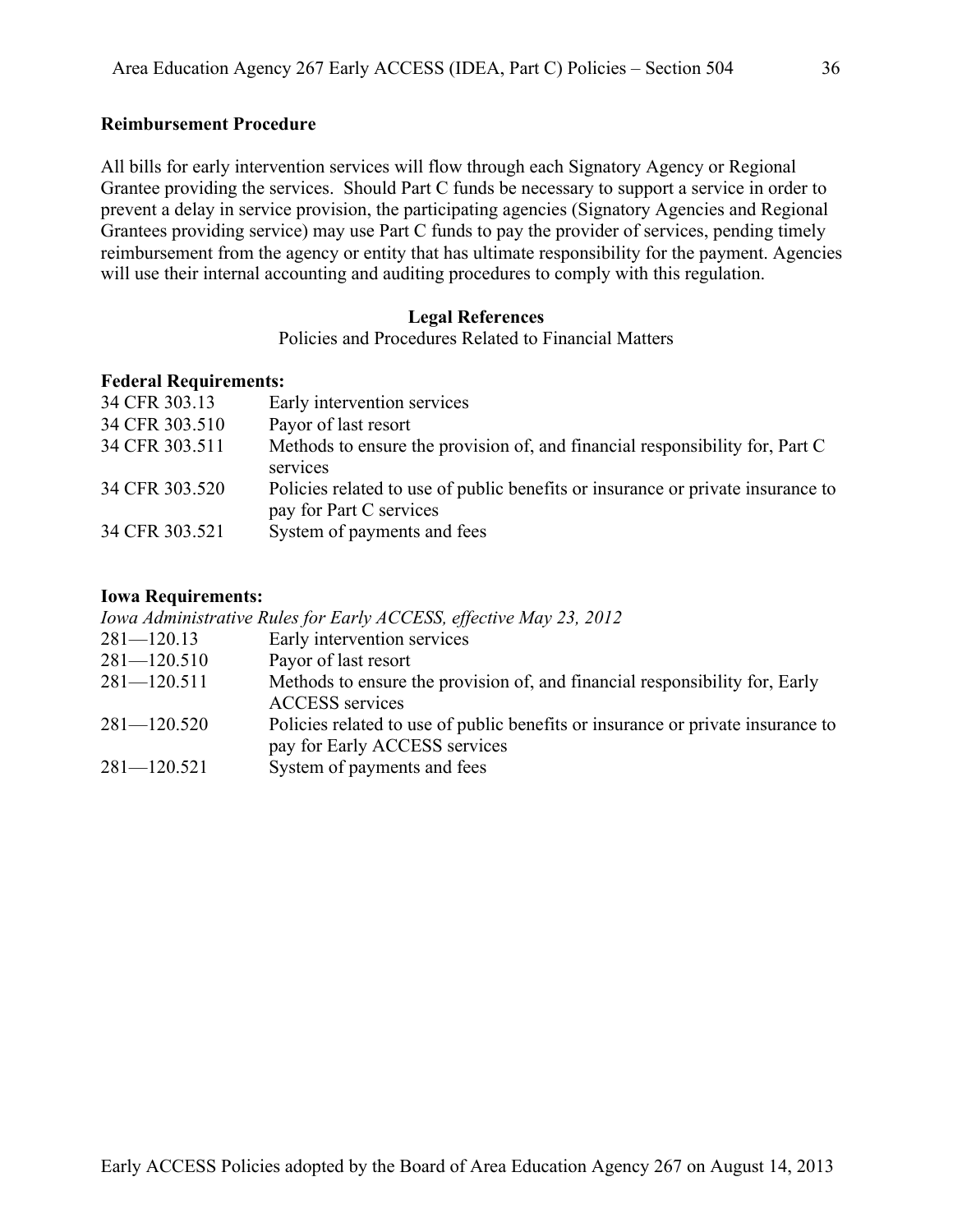**Reimbursement Procedure**

All bills for early intervention services will flow through each Signatory Agency or Regional Grantee providing the services. Should Part C funds be necessary to support a service in order to prevent a delay in service provision, the participating agencies (Signatory Agencies and Regional Grantees providing service) may use Part C funds to pay the provider of services, pending timely reimbursement from the agency or entity that has ultimate responsibility for the payment. Agencies will use their internal accounting and auditing procedures to comply with this regulation.

**Legal References**

Policies and Procedures Related to Financial Matters

**Federal Requirements:**

| | |
|---|---|
| 34 CFR 303.13 | Early intervention services |
| 34 CFR 303.510 | Payor of last resort |
| 34 CFR 303.511 | Methods to ensure the provision of, and financial responsibility for, Part C services |
| 34 CFR 303.520 | Policies related to use of public benefits or insurance or private insurance to pay for Part C services |
| 34 CFR 303.521 | System of payments and fees |

**Iowa Requirements:**

*Iowa Administrative Rules for Early ACCESS, effective May 23, 2012*

| | |
|---|---|
| 281—120.13 | Early intervention services |
| 281—120.510 | Payor of last resort |
| 281—120.511 | Methods to ensure the provision of, and financial responsibility for, Early ACCESS services |
| 281—120.520 | Policies related to use of public benefits or insurance or private insurance to pay for Early ACCESS services |
| 281—120.521 | System of payments and fees |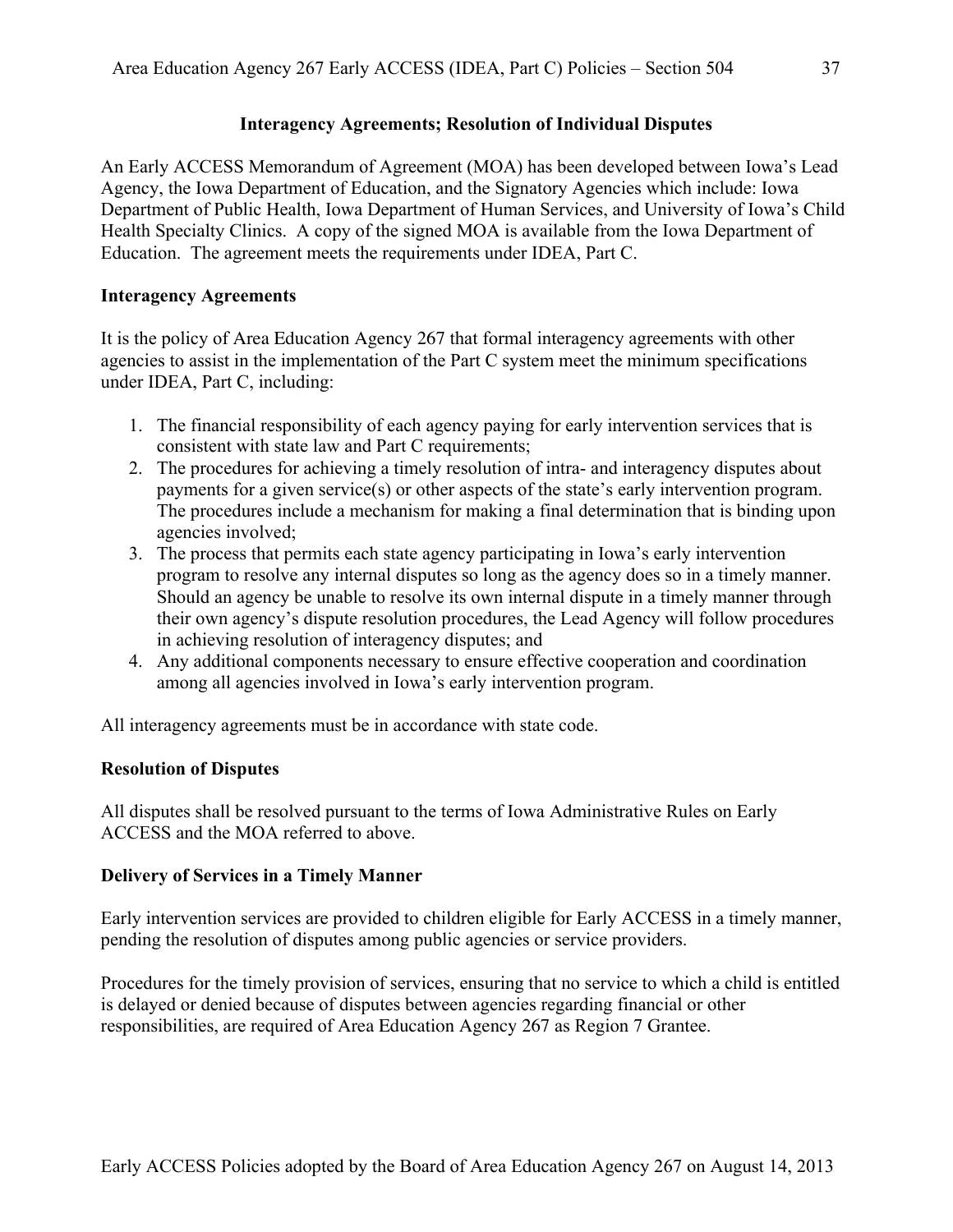## Interagency Agreements; Resolution of Individual Disputes

An Early ACCESS Memorandum of Agreement (MOA) has been developed between Iowa's Lead Agency, the Iowa Department of Education, and the Signatory Agencies which include: Iowa Department of Public Health, Iowa Department of Human Services, and University of Iowa's Child Health Specialty Clinics. A copy of the signed MOA is available from the Iowa Department of Education. The agreement meets the requirements under IDEA, Part C.

### Interagency Agreements

It is the policy of Area Education Agency 267 that formal interagency agreements with other agencies to assist in the implementation of the Part C system meet the minimum specifications under IDEA, Part C, including:

1. The financial responsibility of each agency paying for early intervention services that is consistent with state law and Part C requirements;
2. The procedures for achieving a timely resolution of intra- and interagency disputes about payments for a given service(s) or other aspects of the state's early intervention program. The procedures include a mechanism for making a final determination that is binding upon agencies involved;
3. The process that permits each state agency participating in Iowa's early intervention program to resolve any internal disputes so long as the agency does so in a timely manner. Should an agency be unable to resolve its own internal dispute in a timely manner through their own agency's dispute resolution procedures, the Lead Agency will follow procedures in achieving resolution of interagency disputes; and
4. Any additional components necessary to ensure effective cooperation and coordination among all agencies involved in Iowa's early intervention program.

All interagency agreements must be in accordance with state code.

### Resolution of Disputes

All disputes shall be resolved pursuant to the terms of Iowa Administrative Rules on Early ACCESS and the MOA referred to above.

### Delivery of Services in a Timely Manner

Early intervention services are provided to children eligible for Early ACCESS in a timely manner, pending the resolution of disputes among public agencies or service providers.

Procedures for the timely provision of services, ensuring that no service to which a child is entitled is delayed or denied because of disputes between agencies regarding financial or other responsibilities, are required of Area Education Agency 267 as Region 7 Grantee.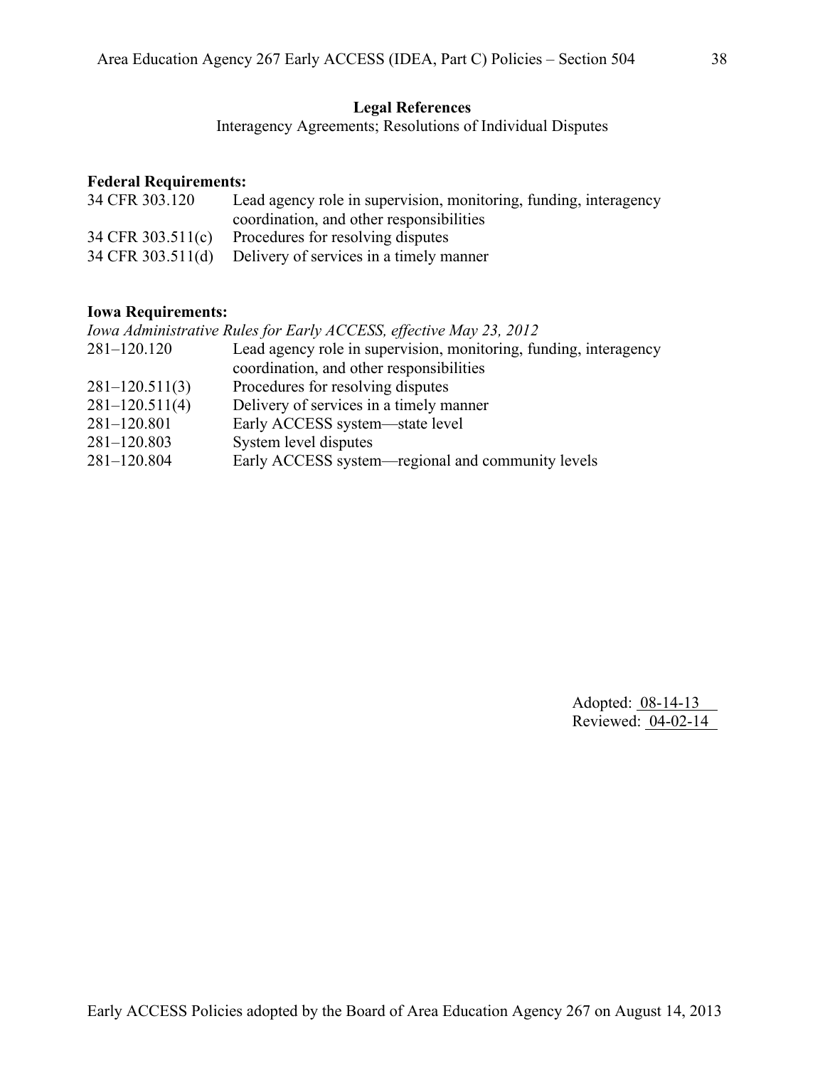## Legal References

Interagency Agreements; Resolutions of Individual Disputes

**Federal Requirements:**

| | |
|---|---|
| 34 CFR 303.120 | Lead agency role in supervision, monitoring, funding, interagency coordination, and other responsibilities |
| 34 CFR 303.511(c) | Procedures for resolving disputes |
| 34 CFR 303.511(d) | Delivery of services in a timely manner |

**Iowa Requirements:**

*Iowa Administrative Rules for Early ACCESS, effective May 23, 2012*

| | |
|---|---|
| 281–120.120 | Lead agency role in supervision, monitoring, funding, interagency coordination, and other responsibilities |
| 281–120.511(3) | Procedures for resolving disputes |
| 281–120.511(4) | Delivery of services in a timely manner |
| 281–120.801 | Early ACCESS system—state level |
| 281–120.803 | System level disputes |
| 281–120.804 | Early ACCESS system—regional and community levels |

Adopted: 08-14-13

Reviewed: 04-02-14

Early ACCESS Policies adopted by the Board of Area Education Agency 267 on August 14, 2013